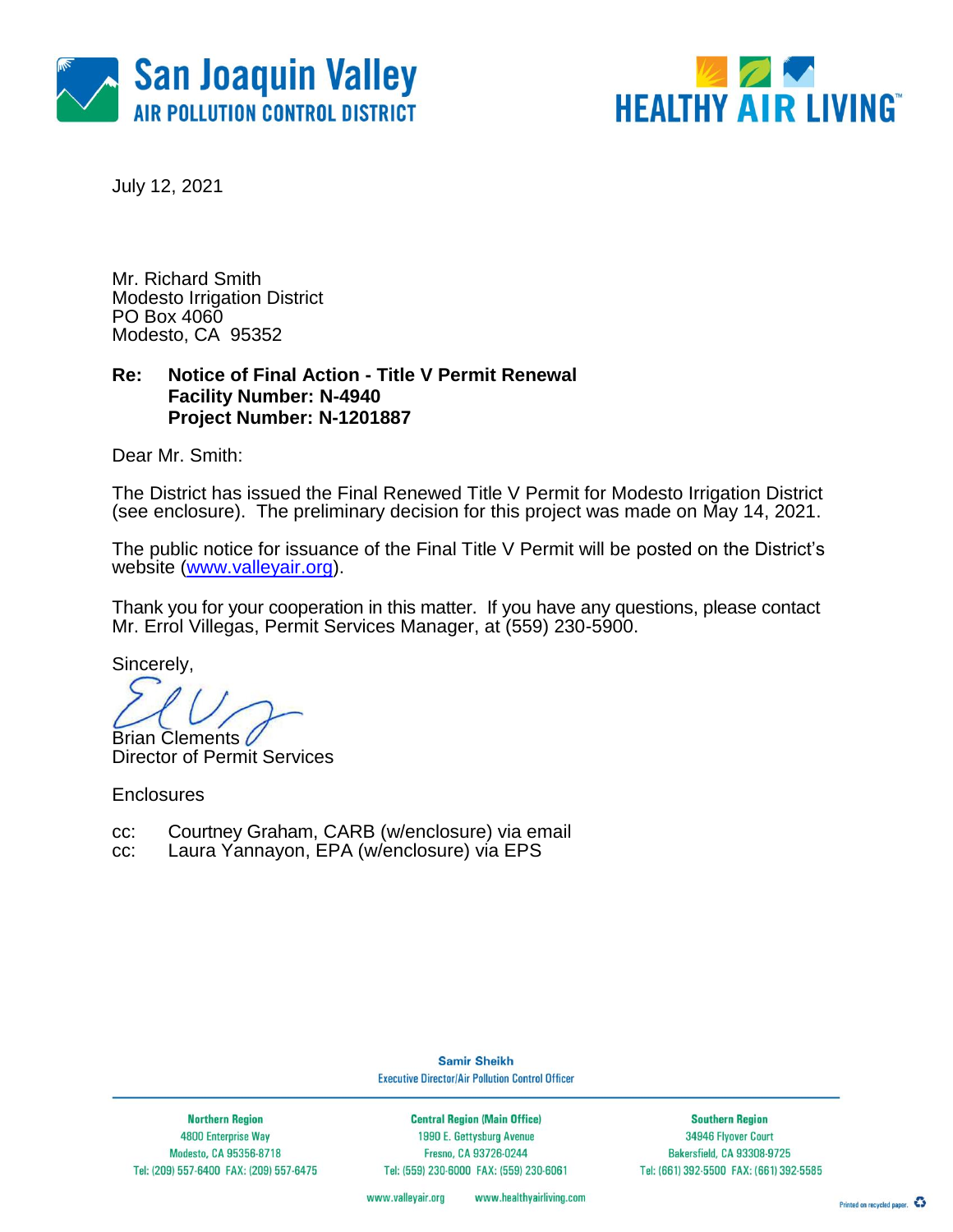San Joaquin Valley
AIR POLLUTION CONTROL DISTRICT

HEALTHY AIR LIVING™

July 12, 2021

Mr. Richard Smith
Modesto Irrigation District
PO Box 4060
Modesto, CA 95352

**Re: Notice of Final Action - Title V Permit Renewal**
**Facility Number: N-4940**
**Project Number: N-1201887**

Dear Mr. Smith:

The District has issued the Final Renewed Title V Permit for Modesto Irrigation District (see enclosure). The preliminary decision for this project was made on May 14, 2021.

The public notice for issuance of the Final Title V Permit will be posted on the District's website (www.valleyair.org).

Thank you for your cooperation in this matter. If you have any questions, please contact Mr. Errol Villegas, Permit Services Manager, at (559) 230-5900.

Sincerely,

Brian Clements
Director of Permit Services

Enclosures

cc: Courtney Graham, CARB (w/enclosure) via email
cc: Laura Yannayon, EPA (w/enclosure) via EPS

Samir Sheikh
Executive Director/Air Pollution Control Officer

| Northern Region | Central Region (Main Office) | Southern Region |
| --- | --- | --- |
| 4800 Enterprise Way | 1990 E. Gettysburg Avenue | 34946 Flyover Court |
| Modesto, CA 95356-8718 | Fresno, CA 93726-0244 | Bakersfield, CA 93308-9725 |
| Tel: (209) 557-6400 FAX: (209) 557-6475 | Tel: (559) 230-6000 FAX: (559) 230-6061 | Tel: (661) 392-5500 FAX: (661) 392-5585 |

www.valleyair.org www.healthyairliving.com

Printed on recycled paper.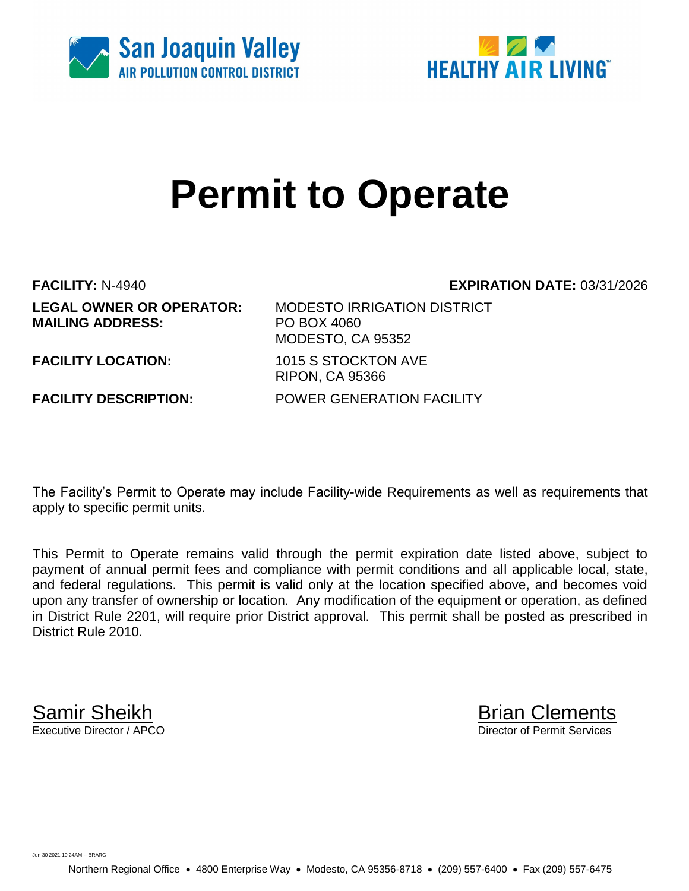# Permit to Operate

**FACILITY:** N-4940 **EXPIRATION DATE:** 03/31/2026

**LEGAL OWNER OR OPERATOR:** MODESTO IRRIGATION DISTRICT
**MAILING ADDRESS:** PO BOX 4060
MODESTO, CA 95352

**FACILITY LOCATION:** 1015 S STOCKTON AVE
RIPON, CA 95366

**FACILITY DESCRIPTION:** POWER GENERATION FACILITY

The Facility's Permit to Operate may include Facility-wide Requirements as well as requirements that apply to specific permit units.

This Permit to Operate remains valid through the permit expiration date listed above, subject to payment of annual permit fees and compliance with permit conditions and all applicable local, state, and federal regulations. This permit is valid only at the location specified above, and becomes void upon any transfer of ownership or location. Any modification of the equipment or operation, as defined in District Rule 2201, will require prior District approval. This permit shall be posted as prescribed in District Rule 2010.

Samir Sheikh
Executive Director / APCO

Brian Clements
Director of Permit Services

Jun 30 2021 10:24AM -- BRARG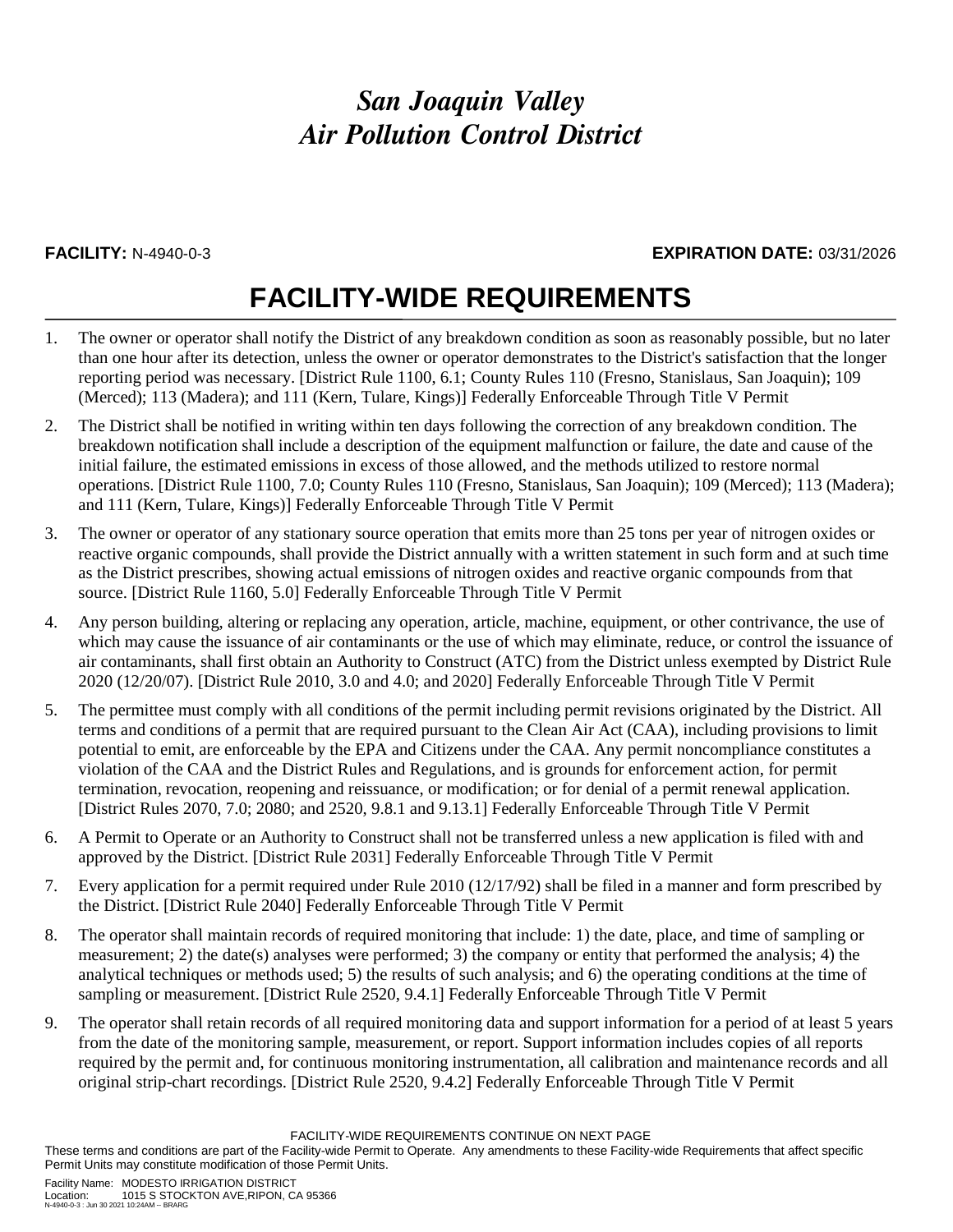# *San Joaquin Valley Air Pollution Control District*

**FACILITY:** N-4940-0-3 **EXPIRATION DATE:** 03/31/2026

## FACILITY-WIDE REQUIREMENTS

1. The owner or operator shall notify the District of any breakdown condition as soon as reasonably possible, but no later than one hour after its detection, unless the owner or operator demonstrates to the District's satisfaction that the longer reporting period was necessary. [District Rule 1100, 6.1; County Rules 110 (Fresno, Stanislaus, San Joaquin); 109 (Merced); 113 (Madera); and 111 (Kern, Tulare, Kings)] Federally Enforceable Through Title V Permit
2. The District shall be notified in writing within ten days following the correction of any breakdown condition. The breakdown notification shall include a description of the equipment malfunction or failure, the date and cause of the initial failure, the estimated emissions in excess of those allowed, and the methods utilized to restore normal operations. [District Rule 1100, 7.0; County Rules 110 (Fresno, Stanislaus, San Joaquin); 109 (Merced); 113 (Madera); and 111 (Kern, Tulare, Kings)] Federally Enforceable Through Title V Permit
3. The owner or operator of any stationary source operation that emits more than 25 tons per year of nitrogen oxides or reactive organic compounds, shall provide the District annually with a written statement in such form and at such time as the District prescribes, showing actual emissions of nitrogen oxides and reactive organic compounds from that source. [District Rule 1160, 5.0] Federally Enforceable Through Title V Permit
4. Any person building, altering or replacing any operation, article, machine, equipment, or other contrivance, the use of which may cause the issuance of air contaminants or the use of which may eliminate, reduce, or control the issuance of air contaminants, shall first obtain an Authority to Construct (ATC) from the District unless exempted by District Rule 2020 (12/20/07). [District Rule 2010, 3.0 and 4.0; and 2020] Federally Enforceable Through Title V Permit
5. The permittee must comply with all conditions of the permit including permit revisions originated by the District. All terms and conditions of a permit that are required pursuant to the Clean Air Act (CAA), including provisions to limit potential to emit, are enforceable by the EPA and Citizens under the CAA. Any permit noncompliance constitutes a violation of the CAA and the District Rules and Regulations, and is grounds for enforcement action, for permit termination, revocation, reopening and reissuance, or modification; or for denial of a permit renewal application. [District Rules 2070, 7.0; 2080; and 2520, 9.8.1 and 9.13.1] Federally Enforceable Through Title V Permit
6. A Permit to Operate or an Authority to Construct shall not be transferred unless a new application is filed with and approved by the District. [District Rule 2031] Federally Enforceable Through Title V Permit
7. Every application for a permit required under Rule 2010 (12/17/92) shall be filed in a manner and form prescribed by the District. [District Rule 2040] Federally Enforceable Through Title V Permit
8. The operator shall maintain records of required monitoring that include: 1) the date, place, and time of sampling or measurement; 2) the date(s) analyses were performed; 3) the company or entity that performed the analysis; 4) the analytical techniques or methods used; 5) the results of such analysis; and 6) the operating conditions at the time of sampling or measurement. [District Rule 2520, 9.4.1] Federally Enforceable Through Title V Permit
9. The operator shall retain records of all required monitoring data and support information for a period of at least 5 years from the date of the monitoring sample, measurement, or report. Support information includes copies of all reports required by the permit and, for continuous monitoring instrumentation, all calibration and maintenance records and all original strip-chart recordings. [District Rule 2520, 9.4.2] Federally Enforceable Through Title V Permit

FACILITY-WIDE REQUIREMENTS CONTINUE ON NEXT PAGE

These terms and conditions are part of the Facility-wide Permit to Operate. Any amendments to these Facility-wide Requirements that affect specific Permit Units may constitute modification of those Permit Units.

Facility Name: MODESTO IRRIGATION DISTRICT
Location: 1015 S STOCKTON AVE,RIPON, CA 95366
N-4940-0-3 : Jun 30 2021 10:24AM -- BRARG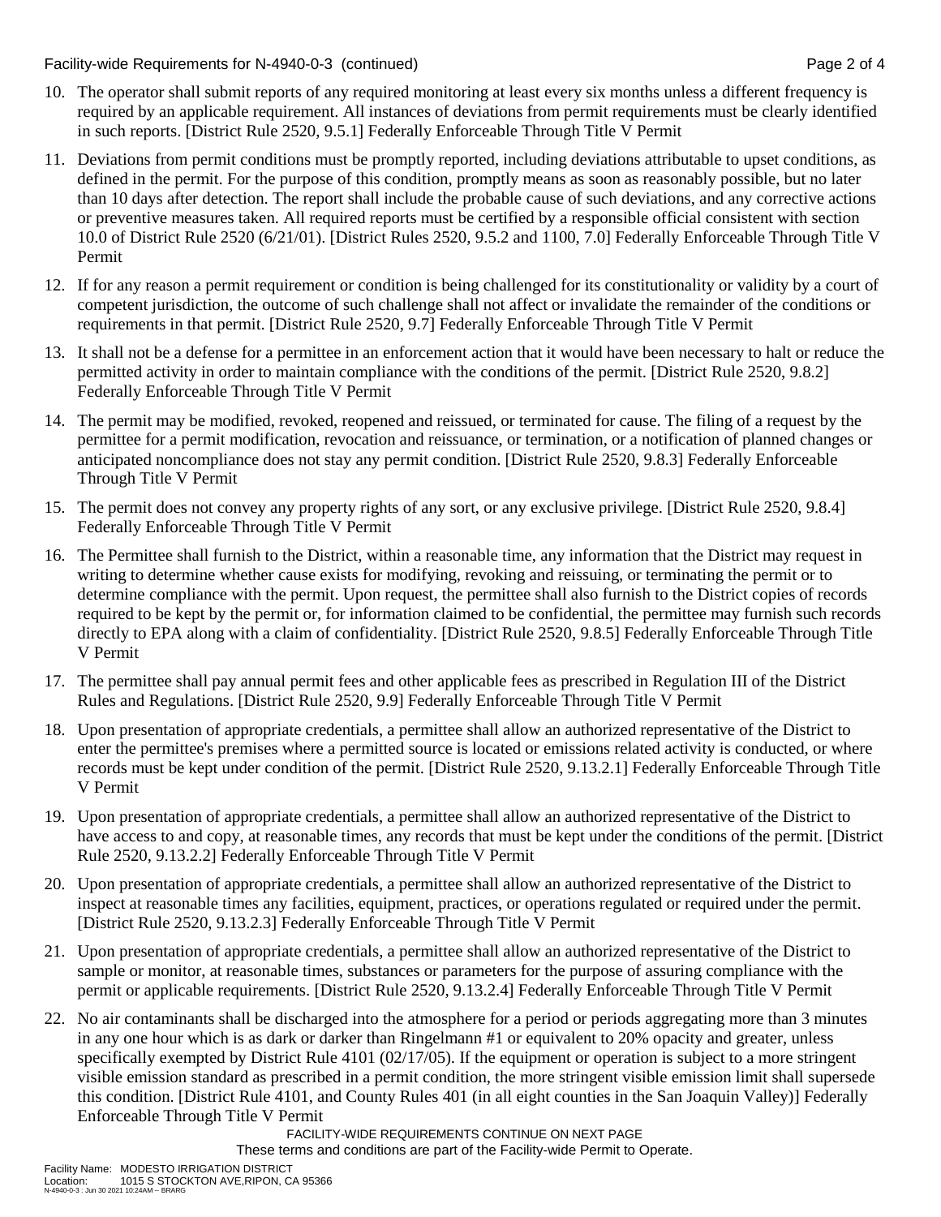10. The operator shall submit reports of any required monitoring at least every six months unless a different frequency is required by an applicable requirement. All instances of deviations from permit requirements must be clearly identified in such reports. [District Rule 2520, 9.5.1] Federally Enforceable Through Title V Permit

11. Deviations from permit conditions must be promptly reported, including deviations attributable to upset conditions, as defined in the permit. For the purpose of this condition, promptly means as soon as reasonably possible, but no later than 10 days after detection. The report shall include the probable cause of such deviations, and any corrective actions or preventive measures taken. All required reports must be certified by a responsible official consistent with section 10.0 of District Rule 2520 (6/21/01). [District Rules 2520, 9.5.2 and 1100, 7.0] Federally Enforceable Through Title V Permit

12. If for any reason a permit requirement or condition is being challenged for its constitutionality or validity by a court of competent jurisdiction, the outcome of such challenge shall not affect or invalidate the remainder of the conditions or requirements in that permit. [District Rule 2520, 9.7] Federally Enforceable Through Title V Permit

13. It shall not be a defense for a permittee in an enforcement action that it would have been necessary to halt or reduce the permitted activity in order to maintain compliance with the conditions of the permit. [District Rule 2520, 9.8.2] Federally Enforceable Through Title V Permit

14. The permit may be modified, revoked, reopened and reissued, or terminated for cause. The filing of a request by the permittee for a permit modification, revocation and reissuance, or termination, or a notification of planned changes or anticipated noncompliance does not stay any permit condition. [District Rule 2520, 9.8.3] Federally Enforceable Through Title V Permit

15. The permit does not convey any property rights of any sort, or any exclusive privilege. [District Rule 2520, 9.8.4] Federally Enforceable Through Title V Permit

16. The Permittee shall furnish to the District, within a reasonable time, any information that the District may request in writing to determine whether cause exists for modifying, revoking and reissuing, or terminating the permit or to determine compliance with the permit. Upon request, the permittee shall also furnish to the District copies of records required to be kept by the permit or, for information claimed to be confidential, the permittee may furnish such records directly to EPA along with a claim of confidentiality. [District Rule 2520, 9.8.5] Federally Enforceable Through Title V Permit

17. The permittee shall pay annual permit fees and other applicable fees as prescribed in Regulation III of the District Rules and Regulations. [District Rule 2520, 9.9] Federally Enforceable Through Title V Permit

18. Upon presentation of appropriate credentials, a permittee shall allow an authorized representative of the District to enter the permittee's premises where a permitted source is located or emissions related activity is conducted, or where records must be kept under condition of the permit. [District Rule 2520, 9.13.2.1] Federally Enforceable Through Title V Permit

19. Upon presentation of appropriate credentials, a permittee shall allow an authorized representative of the District to have access to and copy, at reasonable times, any records that must be kept under the conditions of the permit. [District Rule 2520, 9.13.2.2] Federally Enforceable Through Title V Permit

20. Upon presentation of appropriate credentials, a permittee shall allow an authorized representative of the District to inspect at reasonable times any facilities, equipment, practices, or operations regulated or required under the permit. [District Rule 2520, 9.13.2.3] Federally Enforceable Through Title V Permit

21. Upon presentation of appropriate credentials, a permittee shall allow an authorized representative of the District to sample or monitor, at reasonable times, substances or parameters for the purpose of assuring compliance with the permit or applicable requirements. [District Rule 2520, 9.13.2.4] Federally Enforceable Through Title V Permit

22. No air contaminants shall be discharged into the atmosphere for a period or periods aggregating more than 3 minutes in any one hour which is as dark or darker than Ringelmann #1 or equivalent to 20% opacity and greater, unless specifically exempted by District Rule 4101 (02/17/05). If the equipment or operation is subject to a more stringent visible emission standard as prescribed in a permit condition, the more stringent visible emission limit shall supersede this condition. [District Rule 4101, and County Rules 401 (in all eight counties in the San Joaquin Valley)] Federally Enforceable Through Title V Permit

FACILITY-WIDE REQUIREMENTS CONTINUE ON NEXT PAGE

These terms and conditions are part of the Facility-wide Permit to Operate.

Facility Name: MODESTO IRRIGATION DISTRICT
Location: 1015 S STOCKTON AVE,RIPON, CA 95366
N-4940-0-3 : Jun 30 2021 10:24AM -- BRARG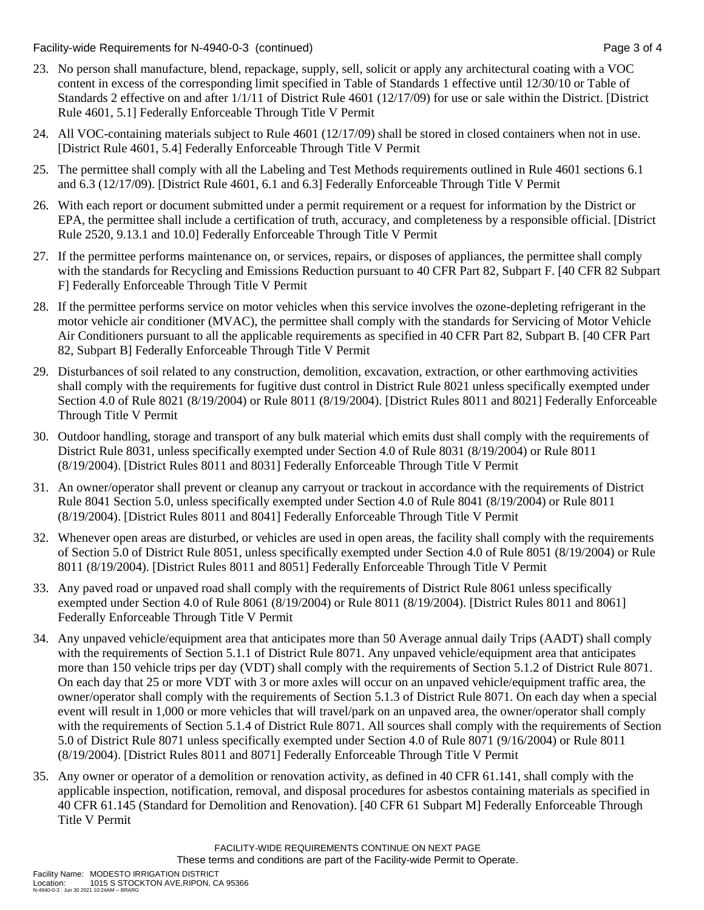23. No person shall manufacture, blend, repackage, supply, sell, solicit or apply any architectural coating with a VOC content in excess of the corresponding limit specified in Table of Standards 1 effective until 12/30/10 or Table of Standards 2 effective on and after 1/1/11 of District Rule 4601 (12/17/09) for use or sale within the District. [District Rule 4601, 5.1] Federally Enforceable Through Title V Permit

24. All VOC-containing materials subject to Rule 4601 (12/17/09) shall be stored in closed containers when not in use. [District Rule 4601, 5.4] Federally Enforceable Through Title V Permit

25. The permittee shall comply with all the Labeling and Test Methods requirements outlined in Rule 4601 sections 6.1 and 6.3 (12/17/09). [District Rule 4601, 6.1 and 6.3] Federally Enforceable Through Title V Permit

26. With each report or document submitted under a permit requirement or a request for information by the District or EPA, the permittee shall include a certification of truth, accuracy, and completeness by a responsible official. [District Rule 2520, 9.13.1 and 10.0] Federally Enforceable Through Title V Permit

27. If the permittee performs maintenance on, or services, repairs, or disposes of appliances, the permittee shall comply with the standards for Recycling and Emissions Reduction pursuant to 40 CFR Part 82, Subpart F. [40 CFR 82 Subpart F] Federally Enforceable Through Title V Permit

28. If the permittee performs service on motor vehicles when this service involves the ozone-depleting refrigerant in the motor vehicle air conditioner (MVAC), the permittee shall comply with the standards for Servicing of Motor Vehicle Air Conditioners pursuant to all the applicable requirements as specified in 40 CFR Part 82, Subpart B. [40 CFR Part 82, Subpart B] Federally Enforceable Through Title V Permit

29. Disturbances of soil related to any construction, demolition, excavation, extraction, or other earthmoving activities shall comply with the requirements for fugitive dust control in District Rule 8021 unless specifically exempted under Section 4.0 of Rule 8021 (8/19/2004) or Rule 8011 (8/19/2004). [District Rules 8011 and 8021] Federally Enforceable Through Title V Permit

30. Outdoor handling, storage and transport of any bulk material which emits dust shall comply with the requirements of District Rule 8031, unless specifically exempted under Section 4.0 of Rule 8031 (8/19/2004) or Rule 8011 (8/19/2004). [District Rules 8011 and 8031] Federally Enforceable Through Title V Permit

31. An owner/operator shall prevent or cleanup any carryout or trackout in accordance with the requirements of District Rule 8041 Section 5.0, unless specifically exempted under Section 4.0 of Rule 8041 (8/19/2004) or Rule 8011 (8/19/2004). [District Rules 8011 and 8041] Federally Enforceable Through Title V Permit

32. Whenever open areas are disturbed, or vehicles are used in open areas, the facility shall comply with the requirements of Section 5.0 of District Rule 8051, unless specifically exempted under Section 4.0 of Rule 8051 (8/19/2004) or Rule 8011 (8/19/2004). [District Rules 8011 and 8051] Federally Enforceable Through Title V Permit

33. Any paved road or unpaved road shall comply with the requirements of District Rule 8061 unless specifically exempted under Section 4.0 of Rule 8061 (8/19/2004) or Rule 8011 (8/19/2004). [District Rules 8011 and 8061] Federally Enforceable Through Title V Permit

34. Any unpaved vehicle/equipment area that anticipates more than 50 Average annual daily Trips (AADT) shall comply with the requirements of Section 5.1.1 of District Rule 8071. Any unpaved vehicle/equipment area that anticipates more than 150 vehicle trips per day (VDT) shall comply with the requirements of Section 5.1.2 of District Rule 8071. On each day that 25 or more VDT with 3 or more axles will occur on an unpaved vehicle/equipment traffic area, the owner/operator shall comply with the requirements of Section 5.1.3 of District Rule 8071. On each day when a special event will result in 1,000 or more vehicles that will travel/park on an unpaved area, the owner/operator shall comply with the requirements of Section 5.1.4 of District Rule 8071. All sources shall comply with the requirements of Section 5.0 of District Rule 8071 unless specifically exempted under Section 4.0 of Rule 8071 (9/16/2004) or Rule 8011 (8/19/2004). [District Rules 8011 and 8071] Federally Enforceable Through Title V Permit

35. Any owner or operator of a demolition or renovation activity, as defined in 40 CFR 61.141, shall comply with the applicable inspection, notification, removal, and disposal procedures for asbestos containing materials as specified in 40 CFR 61.145 (Standard for Demolition and Renovation). [40 CFR 61 Subpart M] Federally Enforceable Through Title V Permit

FACILITY-WIDE REQUIREMENTS CONTINUE ON NEXT PAGE

These terms and conditions are part of the Facility-wide Permit to Operate.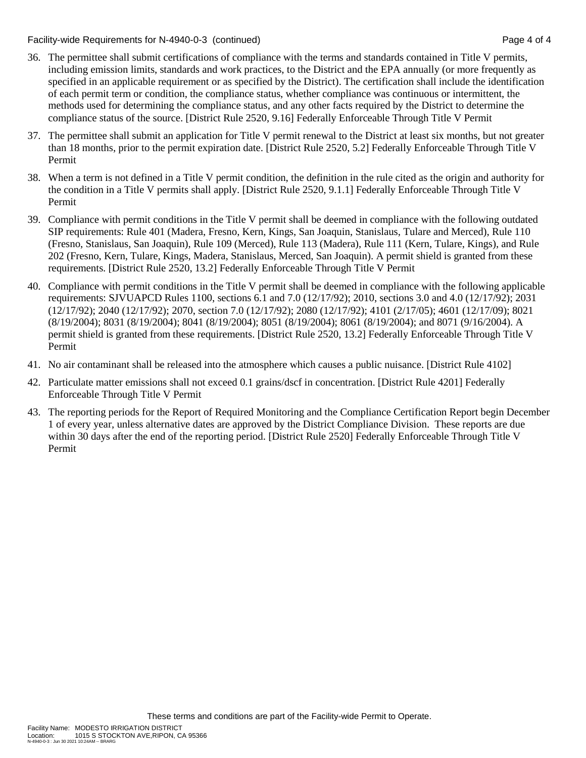36. The permittee shall submit certifications of compliance with the terms and standards contained in Title V permits, including emission limits, standards and work practices, to the District and the EPA annually (or more frequently as specified in an applicable requirement or as specified by the District). The certification shall include the identification of each permit term or condition, the compliance status, whether compliance was continuous or intermittent, the methods used for determining the compliance status, and any other facts required by the District to determine the compliance status of the source. [District Rule 2520, 9.16] Federally Enforceable Through Title V Permit

37. The permittee shall submit an application for Title V permit renewal to the District at least six months, but not greater than 18 months, prior to the permit expiration date. [District Rule 2520, 5.2] Federally Enforceable Through Title V Permit

38. When a term is not defined in a Title V permit condition, the definition in the rule cited as the origin and authority for the condition in a Title V permits shall apply. [District Rule 2520, 9.1.1] Federally Enforceable Through Title V Permit

39. Compliance with permit conditions in the Title V permit shall be deemed in compliance with the following outdated SIP requirements: Rule 401 (Madera, Fresno, Kern, Kings, San Joaquin, Stanislaus, Tulare and Merced), Rule 110 (Fresno, Stanislaus, San Joaquin), Rule 109 (Merced), Rule 113 (Madera), Rule 111 (Kern, Tulare, Kings), and Rule 202 (Fresno, Kern, Tulare, Kings, Madera, Stanislaus, Merced, San Joaquin). A permit shield is granted from these requirements. [District Rule 2520, 13.2] Federally Enforceable Through Title V Permit

40. Compliance with permit conditions in the Title V permit shall be deemed in compliance with the following applicable requirements: SJVUAPCD Rules 1100, sections 6.1 and 7.0 (12/17/92); 2010, sections 3.0 and 4.0 (12/17/92); 2031 (12/17/92); 2040 (12/17/92); 2070, section 7.0 (12/17/92); 2080 (12/17/92); 4101 (2/17/05); 4601 (12/17/09); 8021 (8/19/2004); 8031 (8/19/2004); 8041 (8/19/2004); 8051 (8/19/2004); 8061 (8/19/2004); and 8071 (9/16/2004). A permit shield is granted from these requirements. [District Rule 2520, 13.2] Federally Enforceable Through Title V Permit

41. No air contaminant shall be released into the atmosphere which causes a public nuisance. [District Rule 4102]

42. Particulate matter emissions shall not exceed 0.1 grains/dscf in concentration. [District Rule 4201] Federally Enforceable Through Title V Permit

43. The reporting periods for the Report of Required Monitoring and the Compliance Certification Report begin December 1 of every year, unless alternative dates are approved by the District Compliance Division. These reports are due within 30 days after the end of the reporting period. [District Rule 2520] Federally Enforceable Through Title V Permit

These terms and conditions are part of the Facility-wide Permit to Operate.

Facility Name: MODESTO IRRIGATION DISTRICT
Location: 1015 S STOCKTON AVE,RIPON, CA 95366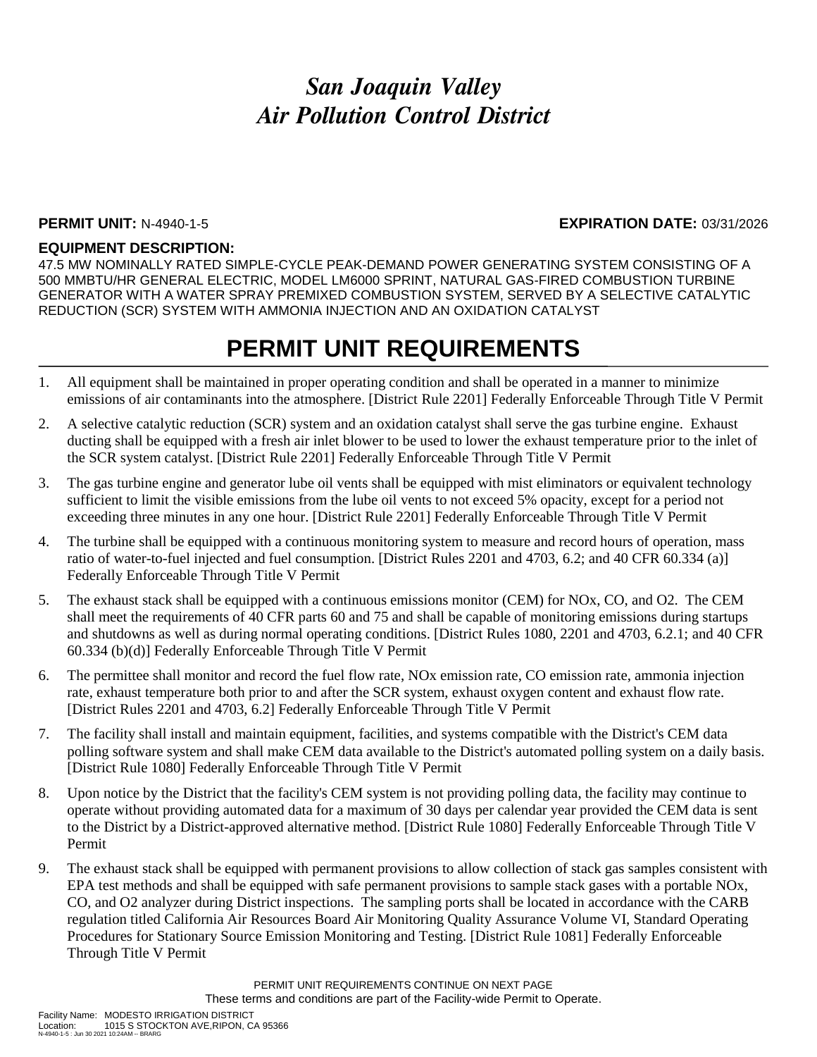# *San Joaquin Valley Air Pollution Control District*

**PERMIT UNIT:** N-4940-1-5 **EXPIRATION DATE:** 03/31/2026

**EQUIPMENT DESCRIPTION:**
47.5 MW NOMINALLY RATED SIMPLE-CYCLE PEAK-DEMAND POWER GENERATING SYSTEM CONSISTING OF A 500 MMBTU/HR GENERAL ELECTRIC, MODEL LM6000 SPRINT, NATURAL GAS-FIRED COMBUSTION TURBINE GENERATOR WITH A WATER SPRAY PREMIXED COMBUSTION SYSTEM, SERVED BY A SELECTIVE CATALYTIC REDUCTION (SCR) SYSTEM WITH AMMONIA INJECTION AND AN OXIDATION CATALYST

## PERMIT UNIT REQUIREMENTS

1. All equipment shall be maintained in proper operating condition and shall be operated in a manner to minimize emissions of air contaminants into the atmosphere. [District Rule 2201] Federally Enforceable Through Title V Permit

2. A selective catalytic reduction (SCR) system and an oxidation catalyst shall serve the gas turbine engine. Exhaust ducting shall be equipped with a fresh air inlet blower to be used to lower the exhaust temperature prior to the inlet of the SCR system catalyst. [District Rule 2201] Federally Enforceable Through Title V Permit

3. The gas turbine engine and generator lube oil vents shall be equipped with mist eliminators or equivalent technology sufficient to limit the visible emissions from the lube oil vents to not exceed 5% opacity, except for a period not exceeding three minutes in any one hour. [District Rule 2201] Federally Enforceable Through Title V Permit

4. The turbine shall be equipped with a continuous monitoring system to measure and record hours of operation, mass ratio of water-to-fuel injected and fuel consumption. [District Rules 2201 and 4703, 6.2; and 40 CFR 60.334 (a)] Federally Enforceable Through Title V Permit

5. The exhaust stack shall be equipped with a continuous emissions monitor (CEM) for NOx, CO, and O2. The CEM shall meet the requirements of 40 CFR parts 60 and 75 and shall be capable of monitoring emissions during startups and shutdowns as well as during normal operating conditions. [District Rules 1080, 2201 and 4703, 6.2.1; and 40 CFR 60.334 (b)(d)] Federally Enforceable Through Title V Permit

6. The permittee shall monitor and record the fuel flow rate, NOx emission rate, CO emission rate, ammonia injection rate, exhaust temperature both prior to and after the SCR system, exhaust oxygen content and exhaust flow rate. [District Rules 2201 and 4703, 6.2] Federally Enforceable Through Title V Permit

7. The facility shall install and maintain equipment, facilities, and systems compatible with the District's CEM data polling software system and shall make CEM data available to the District's automated polling system on a daily basis. [District Rule 1080] Federally Enforceable Through Title V Permit

8. Upon notice by the District that the facility's CEM system is not providing polling data, the facility may continue to operate without providing automated data for a maximum of 30 days per calendar year provided the CEM data is sent to the District by a District-approved alternative method. [District Rule 1080] Federally Enforceable Through Title V Permit

9. The exhaust stack shall be equipped with permanent provisions to allow collection of stack gas samples consistent with EPA test methods and shall be equipped with safe permanent provisions to sample stack gases with a portable NOx, CO, and O2 analyzer during District inspections. The sampling ports shall be located in accordance with the CARB regulation titled California Air Resources Board Air Monitoring Quality Assurance Volume VI, Standard Operating Procedures for Stationary Source Emission Monitoring and Testing. [District Rule 1081] Federally Enforceable Through Title V Permit

PERMIT UNIT REQUIREMENTS CONTINUE ON NEXT PAGE

These terms and conditions are part of the Facility-wide Permit to Operate.

Facility Name: MODESTO IRRIGATION DISTRICT
Location: 1015 S STOCKTON AVE,RIPON, CA 95366
N-4940-1-5 : Jun 30 2021 10:24AM -- BRARG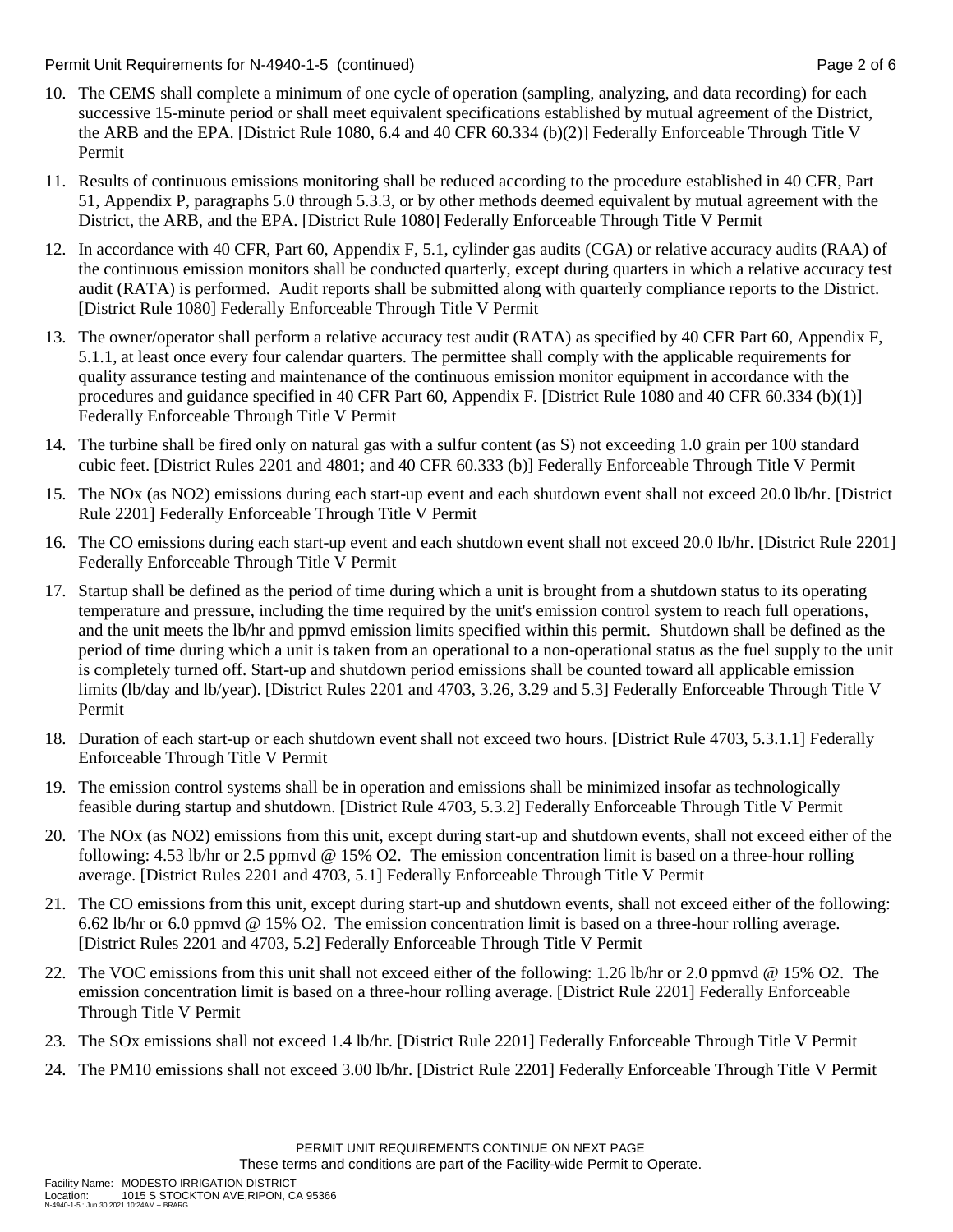10. The CEMS shall complete a minimum of one cycle of operation (sampling, analyzing, and data recording) for each successive 15-minute period or shall meet equivalent specifications established by mutual agreement of the District, the ARB and the EPA. [District Rule 1080, 6.4 and 40 CFR 60.334 (b)(2)] Federally Enforceable Through Title V Permit

11. Results of continuous emissions monitoring shall be reduced according to the procedure established in 40 CFR, Part 51, Appendix P, paragraphs 5.0 through 5.3.3, or by other methods deemed equivalent by mutual agreement with the District, the ARB, and the EPA. [District Rule 1080] Federally Enforceable Through Title V Permit

12. In accordance with 40 CFR, Part 60, Appendix F, 5.1, cylinder gas audits (CGA) or relative accuracy audits (RAA) of the continuous emission monitors shall be conducted quarterly, except during quarters in which a relative accuracy test audit (RATA) is performed. Audit reports shall be submitted along with quarterly compliance reports to the District. [District Rule 1080] Federally Enforceable Through Title V Permit

13. The owner/operator shall perform a relative accuracy test audit (RATA) as specified by 40 CFR Part 60, Appendix F, 5.1.1, at least once every four calendar quarters. The permittee shall comply with the applicable requirements for quality assurance testing and maintenance of the continuous emission monitor equipment in accordance with the procedures and guidance specified in 40 CFR Part 60, Appendix F. [District Rule 1080 and 40 CFR 60.334 (b)(1)] Federally Enforceable Through Title V Permit

14. The turbine shall be fired only on natural gas with a sulfur content (as S) not exceeding 1.0 grain per 100 standard cubic feet. [District Rules 2201 and 4801; and 40 CFR 60.333 (b)] Federally Enforceable Through Title V Permit

15. The NOx (as NO2) emissions during each start-up event and each shutdown event shall not exceed 20.0 lb/hr. [District Rule 2201] Federally Enforceable Through Title V Permit

16. The CO emissions during each start-up event and each shutdown event shall not exceed 20.0 lb/hr. [District Rule 2201] Federally Enforceable Through Title V Permit

17. Startup shall be defined as the period of time during which a unit is brought from a shutdown status to its operating temperature and pressure, including the time required by the unit's emission control system to reach full operations, and the unit meets the lb/hr and ppmvd emission limits specified within this permit. Shutdown shall be defined as the period of time during which a unit is taken from an operational to a non-operational status as the fuel supply to the unit is completely turned off. Start-up and shutdown period emissions shall be counted toward all applicable emission limits (lb/day and lb/year). [District Rules 2201 and 4703, 3.26, 3.29 and 5.3] Federally Enforceable Through Title V Permit

18. Duration of each start-up or each shutdown event shall not exceed two hours. [District Rule 4703, 5.3.1.1] Federally Enforceable Through Title V Permit

19. The emission control systems shall be in operation and emissions shall be minimized insofar as technologically feasible during startup and shutdown. [District Rule 4703, 5.3.2] Federally Enforceable Through Title V Permit

20. The NOx (as NO2) emissions from this unit, except during start-up and shutdown events, shall not exceed either of the following: 4.53 lb/hr or 2.5 ppmvd @ 15% O2. The emission concentration limit is based on a three-hour rolling average. [District Rules 2201 and 4703, 5.1] Federally Enforceable Through Title V Permit

21. The CO emissions from this unit, except during start-up and shutdown events, shall not exceed either of the following: 6.62 lb/hr or 6.0 ppmvd @ 15% O2. The emission concentration limit is based on a three-hour rolling average. [District Rules 2201 and 4703, 5.2] Federally Enforceable Through Title V Permit

22. The VOC emissions from this unit shall not exceed either of the following: 1.26 lb/hr or 2.0 ppmvd @ 15% O2. The emission concentration limit is based on a three-hour rolling average. [District Rule 2201] Federally Enforceable Through Title V Permit

23. The SOx emissions shall not exceed 1.4 lb/hr. [District Rule 2201] Federally Enforceable Through Title V Permit

24. The PM10 emissions shall not exceed 3.00 lb/hr. [District Rule 2201] Federally Enforceable Through Title V Permit

PERMIT UNIT REQUIREMENTS CONTINUE ON NEXT PAGE
These terms and conditions are part of the Facility-wide Permit to Operate.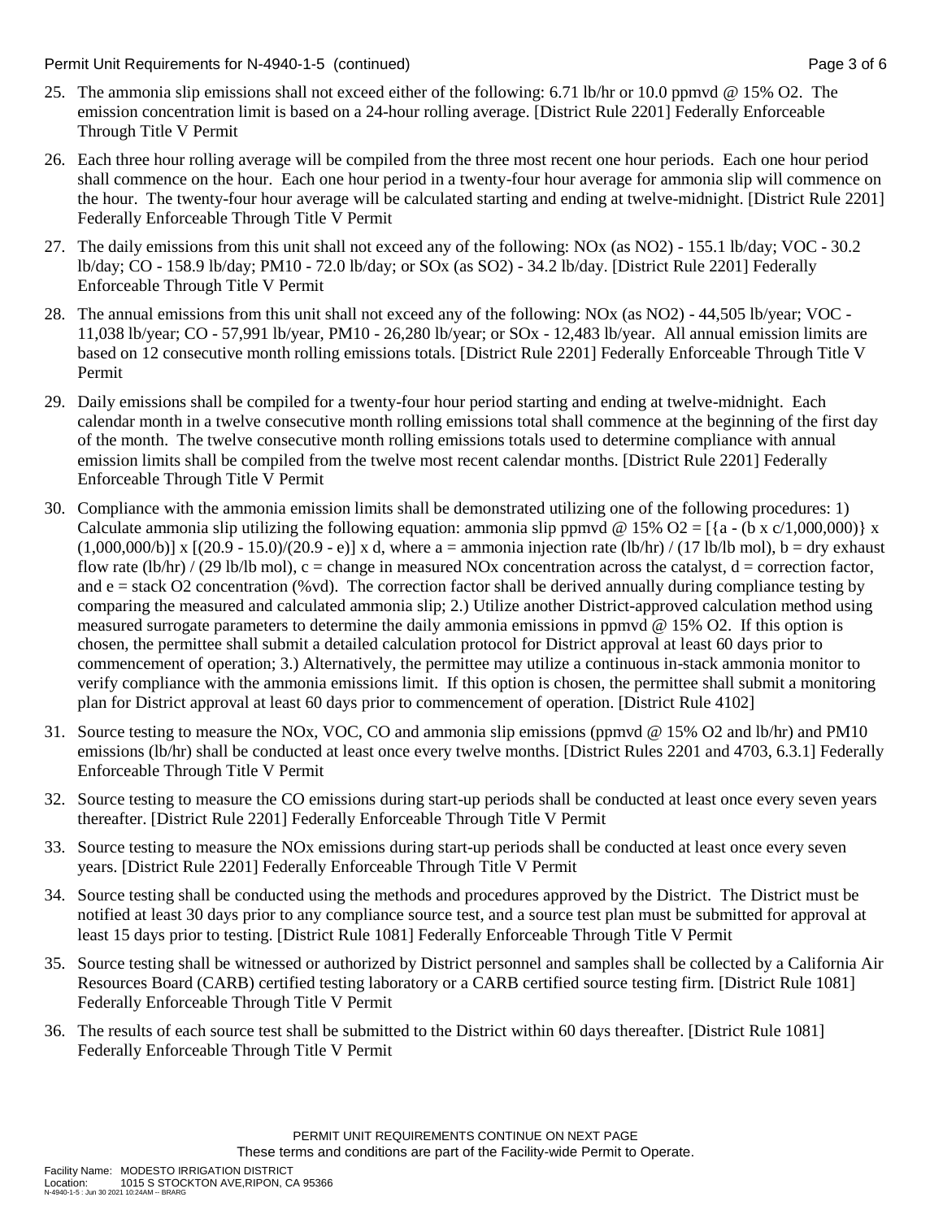25. The ammonia slip emissions shall not exceed either of the following: 6.71 lb/hr or 10.0 ppmvd @ 15% $O_2$. The emission concentration limit is based on a 24-hour rolling average. [District Rule 2201] Federally Enforceable Through Title V Permit

26. Each three hour rolling average will be compiled from the three most recent one hour periods. Each one hour period shall commence on the hour. Each one hour period in a twenty-four hour average for ammonia slip will commence on the hour. The twenty-four hour average will be calculated starting and ending at twelve-midnight. [District Rule 2201] Federally Enforceable Through Title V Permit

27. The daily emissions from this unit shall not exceed any of the following: NOx (as $NO_2$) - 155.1 lb/day; VOC - 30.2 lb/day; CO - 158.9 lb/day; PM10 - 72.0 lb/day; or SOx (as $SO_2$) - 34.2 lb/day. [District Rule 2201] Federally Enforceable Through Title V Permit

28. The annual emissions from this unit shall not exceed any of the following: NOx (as $NO_2$) - 44,505 lb/year; VOC - 11,038 lb/year; CO - 57,991 lb/year, PM10 - 26,280 lb/year; or SOx - 12,483 lb/year. All annual emission limits are based on 12 consecutive month rolling emissions totals. [District Rule 2201] Federally Enforceable Through Title V Permit

29. Daily emissions shall be compiled for a twenty-four hour period starting and ending at twelve-midnight. Each calendar month in a twelve consecutive month rolling emissions total shall commence at the beginning of the first day of the month. The twelve consecutive month rolling emissions totals used to determine compliance with annual emission limits shall be compiled from the twelve most recent calendar months. [District Rule 2201] Federally Enforceable Through Title V Permit

30. Compliance with the ammonia emission limits shall be demonstrated utilizing one of the following procedures: 1) Calculate ammonia slip utilizing the following equation: ammonia slip ppmvd @ 15% $O_2$ = $[\{a - (b \times c/1{,}000{,}000)\} \times (1{,}000{,}000/b)] \times [(20.9 - 15.0)/(20.9 - e)] \times d$, where a = ammonia injection rate (lb/hr) / (17 lb/lb mol), b = dry exhaust flow rate (lb/hr) / (29 lb/lb mol), c = change in measured NOx concentration across the catalyst, d = correction factor, and e = stack $O_2$ concentration (%vd). The correction factor shall be derived annually during compliance testing by comparing the measured and calculated ammonia slip; 2.) Utilize another District-approved calculation method using measured surrogate parameters to determine the daily ammonia emissions in ppmvd @ 15% $O_2$. If this option is chosen, the permittee shall submit a detailed calculation protocol for District approval at least 60 days prior to commencement of operation; 3.) Alternatively, the permittee may utilize a continuous in-stack ammonia monitor to verify compliance with the ammonia emissions limit. If this option is chosen, the permittee shall submit a monitoring plan for District approval at least 60 days prior to commencement of operation. [District Rule 4102]

31. Source testing to measure the NOx, VOC, CO and ammonia slip emissions (ppmvd @ 15% $O_2$ and lb/hr) and PM10 emissions (lb/hr) shall be conducted at least once every twelve months. [District Rules 2201 and 4703, 6.3.1] Federally Enforceable Through Title V Permit

32. Source testing to measure the CO emissions during start-up periods shall be conducted at least once every seven years thereafter. [District Rule 2201] Federally Enforceable Through Title V Permit

33. Source testing to measure the NOx emissions during start-up periods shall be conducted at least once every seven years. [District Rule 2201] Federally Enforceable Through Title V Permit

34. Source testing shall be conducted using the methods and procedures approved by the District. The District must be notified at least 30 days prior to any compliance source test, and a source test plan must be submitted for approval at least 15 days prior to testing. [District Rule 1081] Federally Enforceable Through Title V Permit

35. Source testing shall be witnessed or authorized by District personnel and samples shall be collected by a California Air Resources Board (CARB) certified testing laboratory or a CARB certified source testing firm. [District Rule 1081] Federally Enforceable Through Title V Permit

36. The results of each source test shall be submitted to the District within 60 days thereafter. [District Rule 1081] Federally Enforceable Through Title V Permit

PERMIT UNIT REQUIREMENTS CONTINUE ON NEXT PAGE
These terms and conditions are part of the Facility-wide Permit to Operate.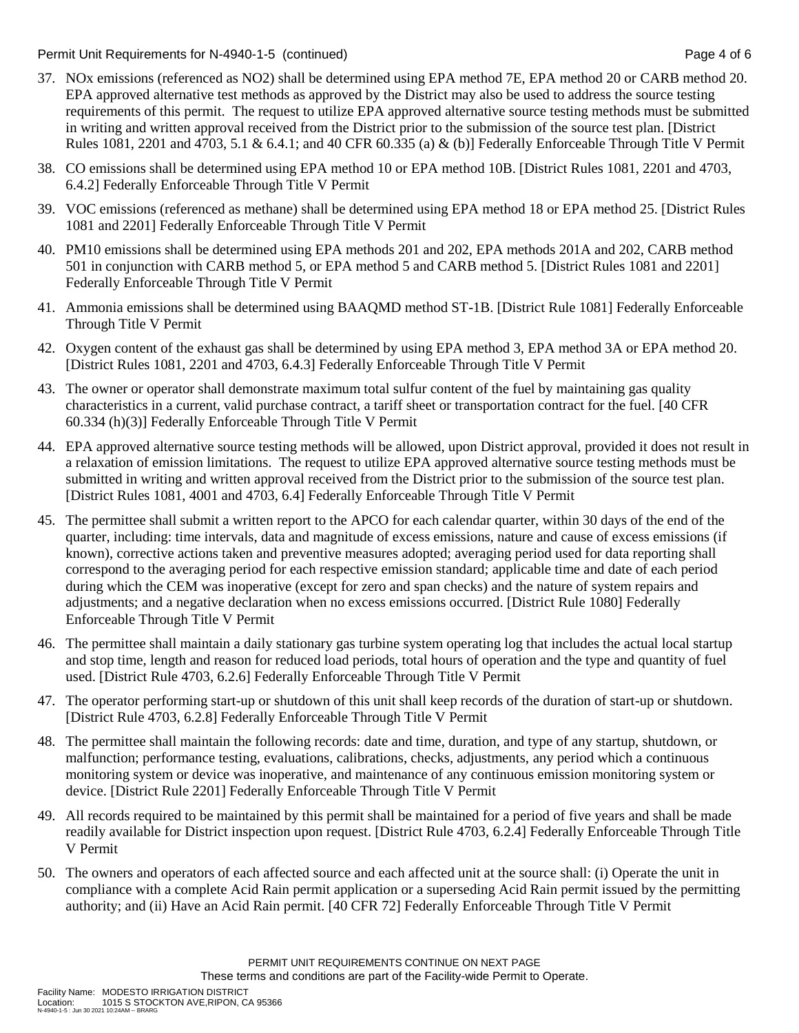37. NOx emissions (referenced as NO2) shall be determined using EPA method 7E, EPA method 20 or CARB method 20. EPA approved alternative test methods as approved by the District may also be used to address the source testing requirements of this permit. The request to utilize EPA approved alternative source testing methods must be submitted in writing and written approval received from the District prior to the submission of the source test plan. [District Rules 1081, 2201 and 4703, 5.1 & 6.4.1; and 40 CFR 60.335 (a) & (b)] Federally Enforceable Through Title V Permit

38. CO emissions shall be determined using EPA method 10 or EPA method 10B. [District Rules 1081, 2201 and 4703, 6.4.2] Federally Enforceable Through Title V Permit

39. VOC emissions (referenced as methane) shall be determined using EPA method 18 or EPA method 25. [District Rules 1081 and 2201] Federally Enforceable Through Title V Permit

40. PM10 emissions shall be determined using EPA methods 201 and 202, EPA methods 201A and 202, CARB method 501 in conjunction with CARB method 5, or EPA method 5 and CARB method 5. [District Rules 1081 and 2201] Federally Enforceable Through Title V Permit

41. Ammonia emissions shall be determined using BAAQMD method ST-1B. [District Rule 1081] Federally Enforceable Through Title V Permit

42. Oxygen content of the exhaust gas shall be determined by using EPA method 3, EPA method 3A or EPA method 20. [District Rules 1081, 2201 and 4703, 6.4.3] Federally Enforceable Through Title V Permit

43. The owner or operator shall demonstrate maximum total sulfur content of the fuel by maintaining gas quality characteristics in a current, valid purchase contract, a tariff sheet or transportation contract for the fuel. [40 CFR 60.334 (h)(3)] Federally Enforceable Through Title V Permit

44. EPA approved alternative source testing methods will be allowed, upon District approval, provided it does not result in a relaxation of emission limitations. The request to utilize EPA approved alternative source testing methods must be submitted in writing and written approval received from the District prior to the submission of the source test plan. [District Rules 1081, 4001 and 4703, 6.4] Federally Enforceable Through Title V Permit

45. The permittee shall submit a written report to the APCO for each calendar quarter, within 30 days of the end of the quarter, including: time intervals, data and magnitude of excess emissions, nature and cause of excess emissions (if known), corrective actions taken and preventive measures adopted; averaging period used for data reporting shall correspond to the averaging period for each respective emission standard; applicable time and date of each period during which the CEM was inoperative (except for zero and span checks) and the nature of system repairs and adjustments; and a negative declaration when no excess emissions occurred. [District Rule 1080] Federally Enforceable Through Title V Permit

46. The permittee shall maintain a daily stationary gas turbine system operating log that includes the actual local startup and stop time, length and reason for reduced load periods, total hours of operation and the type and quantity of fuel used. [District Rule 4703, 6.2.6] Federally Enforceable Through Title V Permit

47. The operator performing start-up or shutdown of this unit shall keep records of the duration of start-up or shutdown. [District Rule 4703, 6.2.8] Federally Enforceable Through Title V Permit

48. The permittee shall maintain the following records: date and time, duration, and type of any startup, shutdown, or malfunction; performance testing, evaluations, calibrations, checks, adjustments, any period which a continuous monitoring system or device was inoperative, and maintenance of any continuous emission monitoring system or device. [District Rule 2201] Federally Enforceable Through Title V Permit

49. All records required to be maintained by this permit shall be maintained for a period of five years and shall be made readily available for District inspection upon request. [District Rule 4703, 6.2.4] Federally Enforceable Through Title V Permit

50. The owners and operators of each affected source and each affected unit at the source shall: (i) Operate the unit in compliance with a complete Acid Rain permit application or a superseding Acid Rain permit issued by the permitting authority; and (ii) Have an Acid Rain permit. [40 CFR 72] Federally Enforceable Through Title V Permit

PERMIT UNIT REQUIREMENTS CONTINUE ON NEXT PAGE
These terms and conditions are part of the Facility-wide Permit to Operate.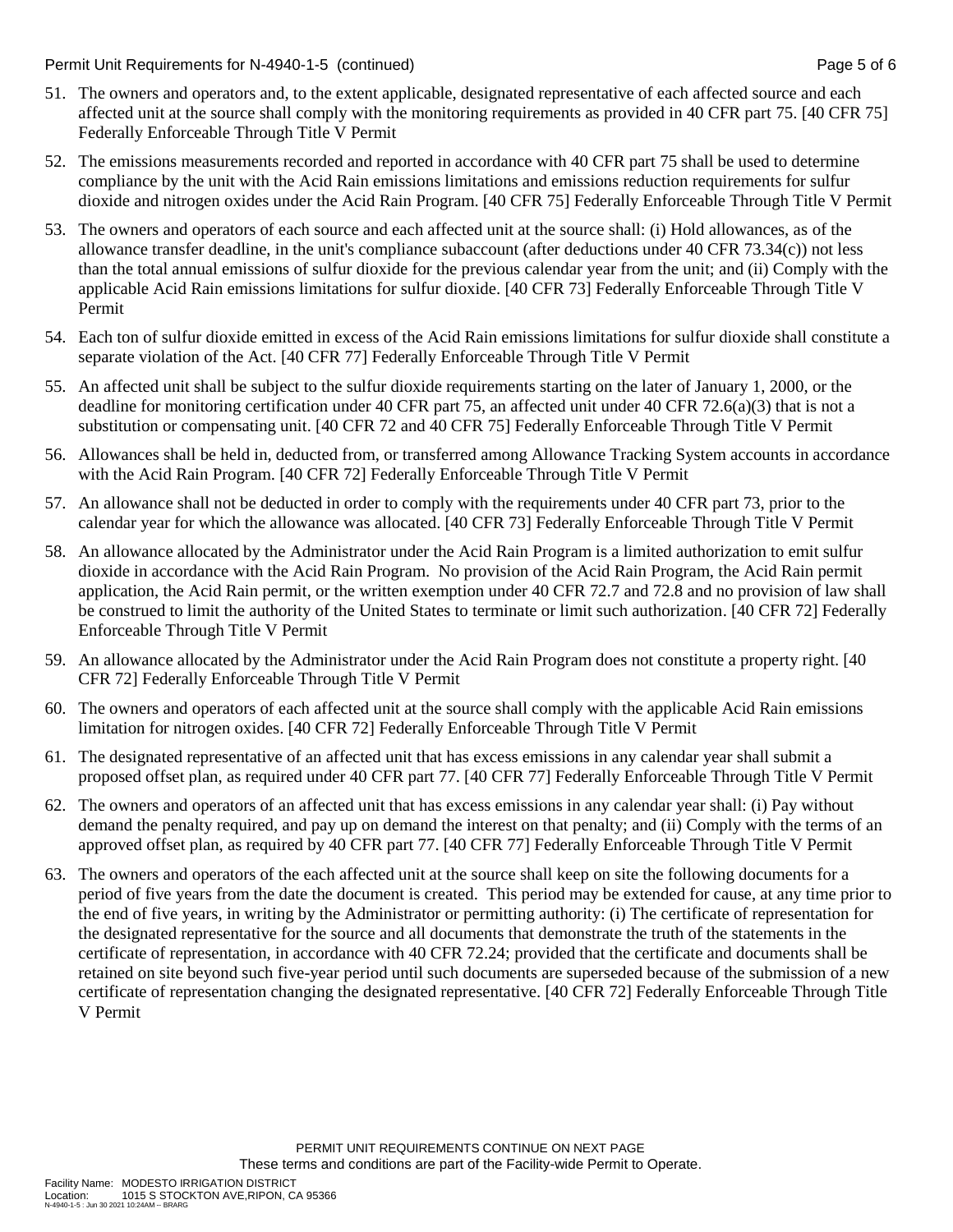51. The owners and operators and, to the extent applicable, designated representative of each affected source and each affected unit at the source shall comply with the monitoring requirements as provided in 40 CFR part 75. [40 CFR 75] Federally Enforceable Through Title V Permit

52. The emissions measurements recorded and reported in accordance with 40 CFR part 75 shall be used to determine compliance by the unit with the Acid Rain emissions limitations and emissions reduction requirements for sulfur dioxide and nitrogen oxides under the Acid Rain Program. [40 CFR 75] Federally Enforceable Through Title V Permit

53. The owners and operators of each source and each affected unit at the source shall: (i) Hold allowances, as of the allowance transfer deadline, in the unit's compliance subaccount (after deductions under 40 CFR 73.34(c)) not less than the total annual emissions of sulfur dioxide for the previous calendar year from the unit; and (ii) Comply with the applicable Acid Rain emissions limitations for sulfur dioxide. [40 CFR 73] Federally Enforceable Through Title V Permit

54. Each ton of sulfur dioxide emitted in excess of the Acid Rain emissions limitations for sulfur dioxide shall constitute a separate violation of the Act. [40 CFR 77] Federally Enforceable Through Title V Permit

55. An affected unit shall be subject to the sulfur dioxide requirements starting on the later of January 1, 2000, or the deadline for monitoring certification under 40 CFR part 75, an affected unit under 40 CFR 72.6(a)(3) that is not a substitution or compensating unit. [40 CFR 72 and 40 CFR 75] Federally Enforceable Through Title V Permit

56. Allowances shall be held in, deducted from, or transferred among Allowance Tracking System accounts in accordance with the Acid Rain Program. [40 CFR 72] Federally Enforceable Through Title V Permit

57. An allowance shall not be deducted in order to comply with the requirements under 40 CFR part 73, prior to the calendar year for which the allowance was allocated. [40 CFR 73] Federally Enforceable Through Title V Permit

58. An allowance allocated by the Administrator under the Acid Rain Program is a limited authorization to emit sulfur dioxide in accordance with the Acid Rain Program. No provision of the Acid Rain Program, the Acid Rain permit application, the Acid Rain permit, or the written exemption under 40 CFR 72.7 and 72.8 and no provision of law shall be construed to limit the authority of the United States to terminate or limit such authorization. [40 CFR 72] Federally Enforceable Through Title V Permit

59. An allowance allocated by the Administrator under the Acid Rain Program does not constitute a property right. [40 CFR 72] Federally Enforceable Through Title V Permit

60. The owners and operators of each affected unit at the source shall comply with the applicable Acid Rain emissions limitation for nitrogen oxides. [40 CFR 72] Federally Enforceable Through Title V Permit

61. The designated representative of an affected unit that has excess emissions in any calendar year shall submit a proposed offset plan, as required under 40 CFR part 77. [40 CFR 77] Federally Enforceable Through Title V Permit

62. The owners and operators of an affected unit that has excess emissions in any calendar year shall: (i) Pay without demand the penalty required, and pay up on demand the interest on that penalty; and (ii) Comply with the terms of an approved offset plan, as required by 40 CFR part 77. [40 CFR 77] Federally Enforceable Through Title V Permit

63. The owners and operators of the each affected unit at the source shall keep on site the following documents for a period of five years from the date the document is created. This period may be extended for cause, at any time prior to the end of five years, in writing by the Administrator or permitting authority: (i) The certificate of representation for the designated representative for the source and all documents that demonstrate the truth of the statements in the certificate of representation, in accordance with 40 CFR 72.24; provided that the certificate and documents shall be retained on site beyond such five-year period until such documents are superseded because of the submission of a new certificate of representation changing the designated representative. [40 CFR 72] Federally Enforceable Through Title V Permit

PERMIT UNIT REQUIREMENTS CONTINUE ON NEXT PAGE
These terms and conditions are part of the Facility-wide Permit to Operate.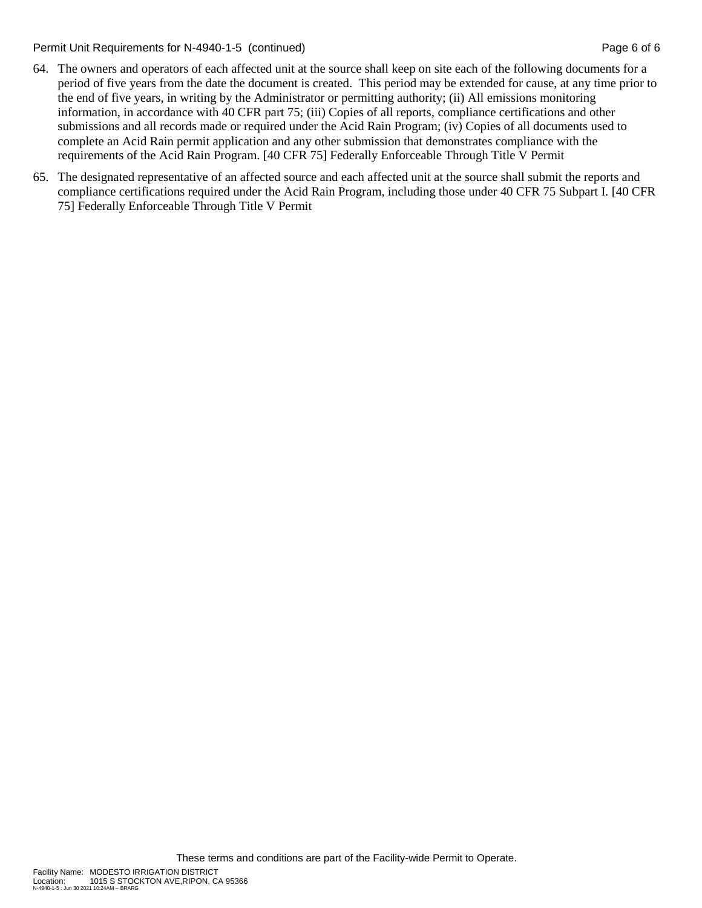64. The owners and operators of each affected unit at the source shall keep on site each of the following documents for a period of five years from the date the document is created. This period may be extended for cause, at any time prior to the end of five years, in writing by the Administrator or permitting authority; (ii) All emissions monitoring information, in accordance with 40 CFR part 75; (iii) Copies of all reports, compliance certifications and other submissions and all records made or required under the Acid Rain Program; (iv) Copies of all documents used to complete an Acid Rain permit application and any other submission that demonstrates compliance with the requirements of the Acid Rain Program. [40 CFR 75] Federally Enforceable Through Title V Permit

65. The designated representative of an affected source and each affected unit at the source shall submit the reports and compliance certifications required under the Acid Rain Program, including those under 40 CFR 75 Subpart I. [40 CFR 75] Federally Enforceable Through Title V Permit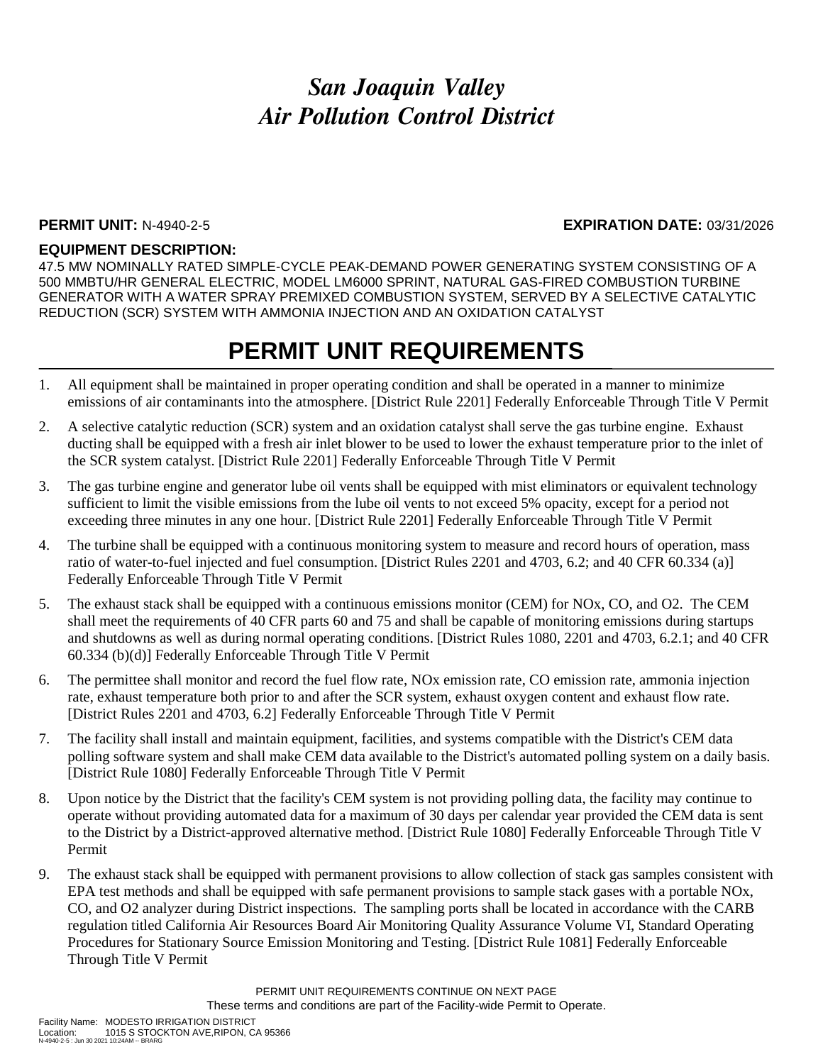# *San Joaquin Valley*
# *Air Pollution Control District*

**PERMIT UNIT:** N-4940-2-5 **EXPIRATION DATE:** 03/31/2026

**EQUIPMENT DESCRIPTION:**

47.5 MW NOMINALLY RATED SIMPLE-CYCLE PEAK-DEMAND POWER GENERATING SYSTEM CONSISTING OF A 500 MMBTU/HR GENERAL ELECTRIC, MODEL LM6000 SPRINT, NATURAL GAS-FIRED COMBUSTION TURBINE GENERATOR WITH A WATER SPRAY PREMIXED COMBUSTION SYSTEM, SERVED BY A SELECTIVE CATALYTIC REDUCTION (SCR) SYSTEM WITH AMMONIA INJECTION AND AN OXIDATION CATALYST

## PERMIT UNIT REQUIREMENTS

1. All equipment shall be maintained in proper operating condition and shall be operated in a manner to minimize emissions of air contaminants into the atmosphere. [District Rule 2201] Federally Enforceable Through Title V Permit

2. A selective catalytic reduction (SCR) system and an oxidation catalyst shall serve the gas turbine engine. Exhaust ducting shall be equipped with a fresh air inlet blower to be used to lower the exhaust temperature prior to the inlet of the SCR system catalyst. [District Rule 2201] Federally Enforceable Through Title V Permit

3. The gas turbine engine and generator lube oil vents shall be equipped with mist eliminators or equivalent technology sufficient to limit the visible emissions from the lube oil vents to not exceed 5% opacity, except for a period not exceeding three minutes in any one hour. [District Rule 2201] Federally Enforceable Through Title V Permit

4. The turbine shall be equipped with a continuous monitoring system to measure and record hours of operation, mass ratio of water-to-fuel injected and fuel consumption. [District Rules 2201 and 4703, 6.2; and 40 CFR 60.334 (a)] Federally Enforceable Through Title V Permit

5. The exhaust stack shall be equipped with a continuous emissions monitor (CEM) for NOx, CO, and O2. The CEM shall meet the requirements of 40 CFR parts 60 and 75 and shall be capable of monitoring emissions during startups and shutdowns as well as during normal operating conditions. [District Rules 1080, 2201 and 4703, 6.2.1; and 40 CFR 60.334 (b)(d)] Federally Enforceable Through Title V Permit

6. The permittee shall monitor and record the fuel flow rate, NOx emission rate, CO emission rate, ammonia injection rate, exhaust temperature both prior to and after the SCR system, exhaust oxygen content and exhaust flow rate. [District Rules 2201 and 4703, 6.2] Federally Enforceable Through Title V Permit

7. The facility shall install and maintain equipment, facilities, and systems compatible with the District's CEM data polling software system and shall make CEM data available to the District's automated polling system on a daily basis. [District Rule 1080] Federally Enforceable Through Title V Permit

8. Upon notice by the District that the facility's CEM system is not providing polling data, the facility may continue to operate without providing automated data for a maximum of 30 days per calendar year provided the CEM data is sent to the District by a District-approved alternative method. [District Rule 1080] Federally Enforceable Through Title V Permit

9. The exhaust stack shall be equipped with permanent provisions to allow collection of stack gas samples consistent with EPA test methods and shall be equipped with safe permanent provisions to sample stack gases with a portable NOx, CO, and O2 analyzer during District inspections. The sampling ports shall be located in accordance with the CARB regulation titled California Air Resources Board Air Monitoring Quality Assurance Volume VI, Standard Operating Procedures for Stationary Source Emission Monitoring and Testing. [District Rule 1081] Federally Enforceable Through Title V Permit

PERMIT UNIT REQUIREMENTS CONTINUE ON NEXT PAGE
These terms and conditions are part of the Facility-wide Permit to Operate.

Facility Name: MODESTO IRRIGATION DISTRICT
Location: 1015 S STOCKTON AVE,RIPON, CA 95366
N-4940-2-5 : Jun 30 2021 10:24AM -- BRARG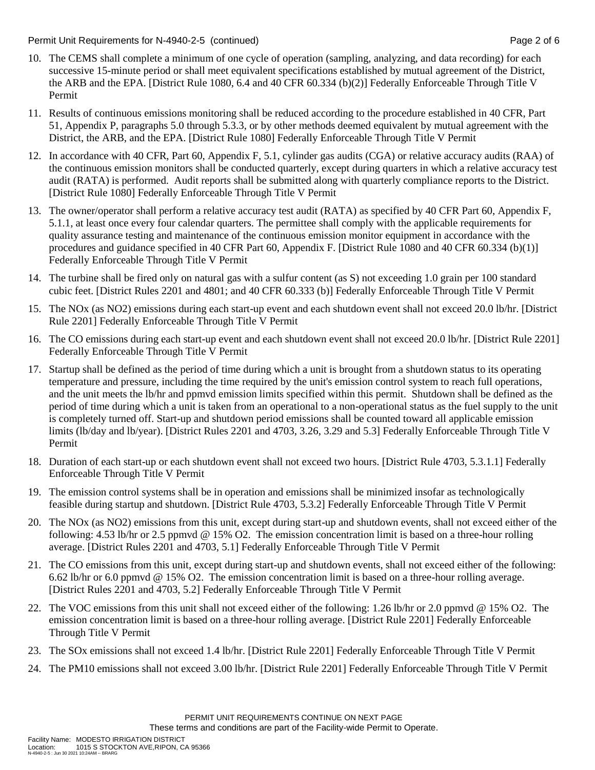10. The CEMS shall complete a minimum of one cycle of operation (sampling, analyzing, and data recording) for each successive 15-minute period or shall meet equivalent specifications established by mutual agreement of the District, the ARB and the EPA. [District Rule 1080, 6.4 and 40 CFR 60.334 (b)(2)] Federally Enforceable Through Title V Permit

11. Results of continuous emissions monitoring shall be reduced according to the procedure established in 40 CFR, Part 51, Appendix P, paragraphs 5.0 through 5.3.3, or by other methods deemed equivalent by mutual agreement with the District, the ARB, and the EPA. [District Rule 1080] Federally Enforceable Through Title V Permit

12. In accordance with 40 CFR, Part 60, Appendix F, 5.1, cylinder gas audits (CGA) or relative accuracy audits (RAA) of the continuous emission monitors shall be conducted quarterly, except during quarters in which a relative accuracy test audit (RATA) is performed. Audit reports shall be submitted along with quarterly compliance reports to the District. [District Rule 1080] Federally Enforceable Through Title V Permit

13. The owner/operator shall perform a relative accuracy test audit (RATA) as specified by 40 CFR Part 60, Appendix F, 5.1.1, at least once every four calendar quarters. The permittee shall comply with the applicable requirements for quality assurance testing and maintenance of the continuous emission monitor equipment in accordance with the procedures and guidance specified in 40 CFR Part 60, Appendix F. [District Rule 1080 and 40 CFR 60.334 (b)(1)] Federally Enforceable Through Title V Permit

14. The turbine shall be fired only on natural gas with a sulfur content (as S) not exceeding 1.0 grain per 100 standard cubic feet. [District Rules 2201 and 4801; and 40 CFR 60.333 (b)] Federally Enforceable Through Title V Permit

15. The NOx (as NO2) emissions during each start-up event and each shutdown event shall not exceed 20.0 lb/hr. [District Rule 2201] Federally Enforceable Through Title V Permit

16. The CO emissions during each start-up event and each shutdown event shall not exceed 20.0 lb/hr. [District Rule 2201] Federally Enforceable Through Title V Permit

17. Startup shall be defined as the period of time during which a unit is brought from a shutdown status to its operating temperature and pressure, including the time required by the unit's emission control system to reach full operations, and the unit meets the lb/hr and ppmvd emission limits specified within this permit. Shutdown shall be defined as the period of time during which a unit is taken from an operational to a non-operational status as the fuel supply to the unit is completely turned off. Start-up and shutdown period emissions shall be counted toward all applicable emission limits (lb/day and lb/year). [District Rules 2201 and 4703, 3.26, 3.29 and 5.3] Federally Enforceable Through Title V Permit

18. Duration of each start-up or each shutdown event shall not exceed two hours. [District Rule 4703, 5.3.1.1] Federally Enforceable Through Title V Permit

19. The emission control systems shall be in operation and emissions shall be minimized insofar as technologically feasible during startup and shutdown. [District Rule 4703, 5.3.2] Federally Enforceable Through Title V Permit

20. The NOx (as NO2) emissions from this unit, except during start-up and shutdown events, shall not exceed either of the following: 4.53 lb/hr or 2.5 ppmvd @ 15% O2. The emission concentration limit is based on a three-hour rolling average. [District Rules 2201 and 4703, 5.1] Federally Enforceable Through Title V Permit

21. The CO emissions from this unit, except during start-up and shutdown events, shall not exceed either of the following: 6.62 lb/hr or 6.0 ppmvd @ 15% O2. The emission concentration limit is based on a three-hour rolling average. [District Rules 2201 and 4703, 5.2] Federally Enforceable Through Title V Permit

22. The VOC emissions from this unit shall not exceed either of the following: 1.26 lb/hr or 2.0 ppmvd @ 15% O2. The emission concentration limit is based on a three-hour rolling average. [District Rule 2201] Federally Enforceable Through Title V Permit

23. The SOx emissions shall not exceed 1.4 lb/hr. [District Rule 2201] Federally Enforceable Through Title V Permit

24. The PM10 emissions shall not exceed 3.00 lb/hr. [District Rule 2201] Federally Enforceable Through Title V Permit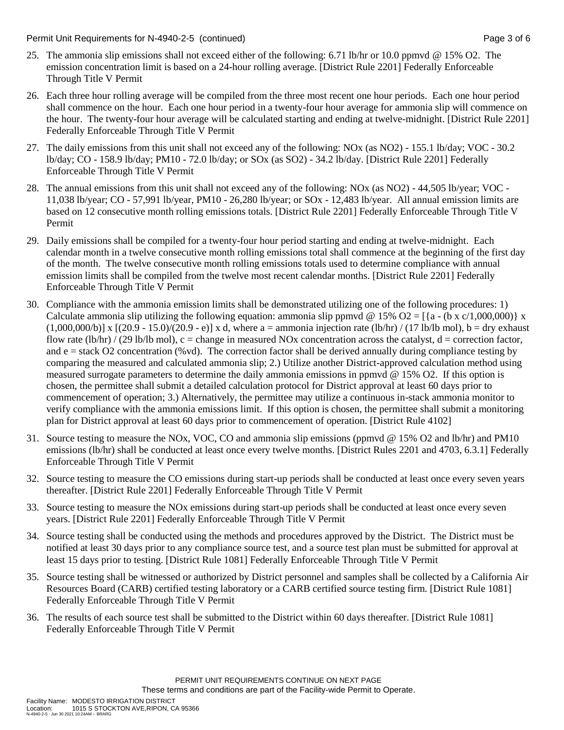25. The ammonia slip emissions shall not exceed either of the following: 6.71 lb/hr or 10.0 ppmvd @ 15% $O_2$. The emission concentration limit is based on a 24-hour rolling average. [District Rule 2201] Federally Enforceable Through Title V Permit

26. Each three hour rolling average will be compiled from the three most recent one hour periods. Each one hour period shall commence on the hour. Each one hour period in a twenty-four hour average for ammonia slip will commence on the hour. The twenty-four hour average will be calculated starting and ending at twelve-midnight. [District Rule 2201] Federally Enforceable Through Title V Permit

27. The daily emissions from this unit shall not exceed any of the following: NOx (as $NO_2$) - 155.1 lb/day; VOC - 30.2 lb/day; CO - 158.9 lb/day; PM10 - 72.0 lb/day; or SOx (as $SO_2$) - 34.2 lb/day. [District Rule 2201] Federally Enforceable Through Title V Permit

28. The annual emissions from this unit shall not exceed any of the following: NOx (as $NO_2$) - 44,505 lb/year; VOC - 11,038 lb/year; CO - 57,991 lb/year, PM10 - 26,280 lb/year; or SOx - 12,483 lb/year. All annual emission limits are based on 12 consecutive month rolling emissions totals. [District Rule 2201] Federally Enforceable Through Title V Permit

29. Daily emissions shall be compiled for a twenty-four hour period starting and ending at twelve-midnight. Each calendar month in a twelve consecutive month rolling emissions total shall commence at the beginning of the first day of the month. The twelve consecutive month rolling emissions totals used to determine compliance with annual emission limits shall be compiled from the twelve most recent calendar months. [District Rule 2201] Federally Enforceable Through Title V Permit

30. Compliance with the ammonia emission limits shall be demonstrated utilizing one of the following procedures: 1) Calculate ammonia slip utilizing the following equation: ammonia slip ppmvd @ 15% $O_2$ = $[\{a - (b \times c/1{,}000{,}000)\} \times (1{,}000{,}000/b)] \times [(20.9 - 15.0)/(20.9 - e)] \times d$, where a = ammonia injection rate (lb/hr) / (17 lb/lb mol), b = dry exhaust flow rate (lb/hr) / (29 lb/lb mol), c = change in measured NOx concentration across the catalyst, d = correction factor, and e = stack $O_2$ concentration (%vd). The correction factor shall be derived annually during compliance testing by comparing the measured and calculated ammonia slip; 2.) Utilize another District-approved calculation method using measured surrogate parameters to determine the daily ammonia emissions in ppmvd @ 15% $O_2$. If this option is chosen, the permittee shall submit a detailed calculation protocol for District approval at least 60 days prior to commencement of operation; 3.) Alternatively, the permittee may utilize a continuous in-stack ammonia monitor to verify compliance with the ammonia emissions limit. If this option is chosen, the permittee shall submit a monitoring plan for District approval at least 60 days prior to commencement of operation. [District Rule 4102]

31. Source testing to measure the NOx, VOC, CO and ammonia slip emissions (ppmvd @ 15% $O_2$ and lb/hr) and PM10 emissions (lb/hr) shall be conducted at least once every twelve months. [District Rules 2201 and 4703, 6.3.1] Federally Enforceable Through Title V Permit

32. Source testing to measure the CO emissions during start-up periods shall be conducted at least once every seven years thereafter. [District Rule 2201] Federally Enforceable Through Title V Permit

33. Source testing to measure the NOx emissions during start-up periods shall be conducted at least once every seven years. [District Rule 2201] Federally Enforceable Through Title V Permit

34. Source testing shall be conducted using the methods and procedures approved by the District. The District must be notified at least 30 days prior to any compliance source test, and a source test plan must be submitted for approval at least 15 days prior to testing. [District Rule 1081] Federally Enforceable Through Title V Permit

35. Source testing shall be witnessed or authorized by District personnel and samples shall be collected by a California Air Resources Board (CARB) certified testing laboratory or a CARB certified source testing firm. [District Rule 1081] Federally Enforceable Through Title V Permit

36. The results of each source test shall be submitted to the District within 60 days thereafter. [District Rule 1081] Federally Enforceable Through Title V Permit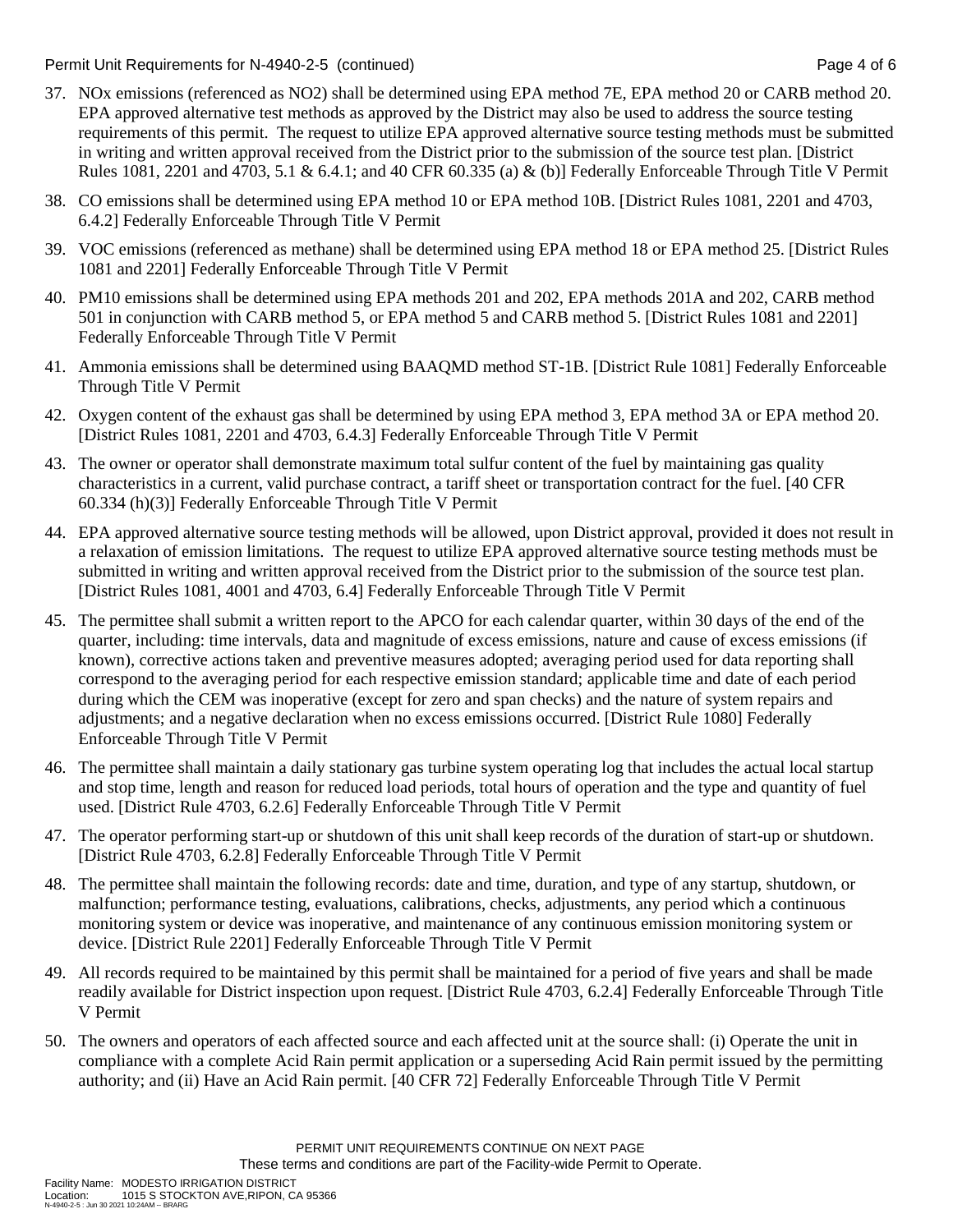37. NOx emissions (referenced as NO2) shall be determined using EPA method 7E, EPA method 20 or CARB method 20. EPA approved alternative test methods as approved by the District may also be used to address the source testing requirements of this permit. The request to utilize EPA approved alternative source testing methods must be submitted in writing and written approval received from the District prior to the submission of the source test plan. [District Rules 1081, 2201 and 4703, 5.1 & 6.4.1; and 40 CFR 60.335 (a) & (b)] Federally Enforceable Through Title V Permit

38. CO emissions shall be determined using EPA method 10 or EPA method 10B. [District Rules 1081, 2201 and 4703, 6.4.2] Federally Enforceable Through Title V Permit

39. VOC emissions (referenced as methane) shall be determined using EPA method 18 or EPA method 25. [District Rules 1081 and 2201] Federally Enforceable Through Title V Permit

40. PM10 emissions shall be determined using EPA methods 201 and 202, EPA methods 201A and 202, CARB method 501 in conjunction with CARB method 5, or EPA method 5 and CARB method 5. [District Rules 1081 and 2201] Federally Enforceable Through Title V Permit

41. Ammonia emissions shall be determined using BAAQMD method ST-1B. [District Rule 1081] Federally Enforceable Through Title V Permit

42. Oxygen content of the exhaust gas shall be determined by using EPA method 3, EPA method 3A or EPA method 20. [District Rules 1081, 2201 and 4703, 6.4.3] Federally Enforceable Through Title V Permit

43. The owner or operator shall demonstrate maximum total sulfur content of the fuel by maintaining gas quality characteristics in a current, valid purchase contract, a tariff sheet or transportation contract for the fuel. [40 CFR 60.334 (h)(3)] Federally Enforceable Through Title V Permit

44. EPA approved alternative source testing methods will be allowed, upon District approval, provided it does not result in a relaxation of emission limitations. The request to utilize EPA approved alternative source testing methods must be submitted in writing and written approval received from the District prior to the submission of the source test plan. [District Rules 1081, 4001 and 4703, 6.4] Federally Enforceable Through Title V Permit

45. The permittee shall submit a written report to the APCO for each calendar quarter, within 30 days of the end of the quarter, including: time intervals, data and magnitude of excess emissions, nature and cause of excess emissions (if known), corrective actions taken and preventive measures adopted; averaging period used for data reporting shall correspond to the averaging period for each respective emission standard; applicable time and date of each period during which the CEM was inoperative (except for zero and span checks) and the nature of system repairs and adjustments; and a negative declaration when no excess emissions occurred. [District Rule 1080] Federally Enforceable Through Title V Permit

46. The permittee shall maintain a daily stationary gas turbine system operating log that includes the actual local startup and stop time, length and reason for reduced load periods, total hours of operation and the type and quantity of fuel used. [District Rule 4703, 6.2.6] Federally Enforceable Through Title V Permit

47. The operator performing start-up or shutdown of this unit shall keep records of the duration of start-up or shutdown. [District Rule 4703, 6.2.8] Federally Enforceable Through Title V Permit

48. The permittee shall maintain the following records: date and time, duration, and type of any startup, shutdown, or malfunction; performance testing, evaluations, calibrations, checks, adjustments, any period which a continuous monitoring system or device was inoperative, and maintenance of any continuous emission monitoring system or device. [District Rule 2201] Federally Enforceable Through Title V Permit

49. All records required to be maintained by this permit shall be maintained for a period of five years and shall be made readily available for District inspection upon request. [District Rule 4703, 6.2.4] Federally Enforceable Through Title V Permit

50. The owners and operators of each affected source and each affected unit at the source shall: (i) Operate the unit in compliance with a complete Acid Rain permit application or a superseding Acid Rain permit issued by the permitting authority; and (ii) Have an Acid Rain permit. [40 CFR 72] Federally Enforceable Through Title V Permit

PERMIT UNIT REQUIREMENTS CONTINUE ON NEXT PAGE
These terms and conditions are part of the Facility-wide Permit to Operate.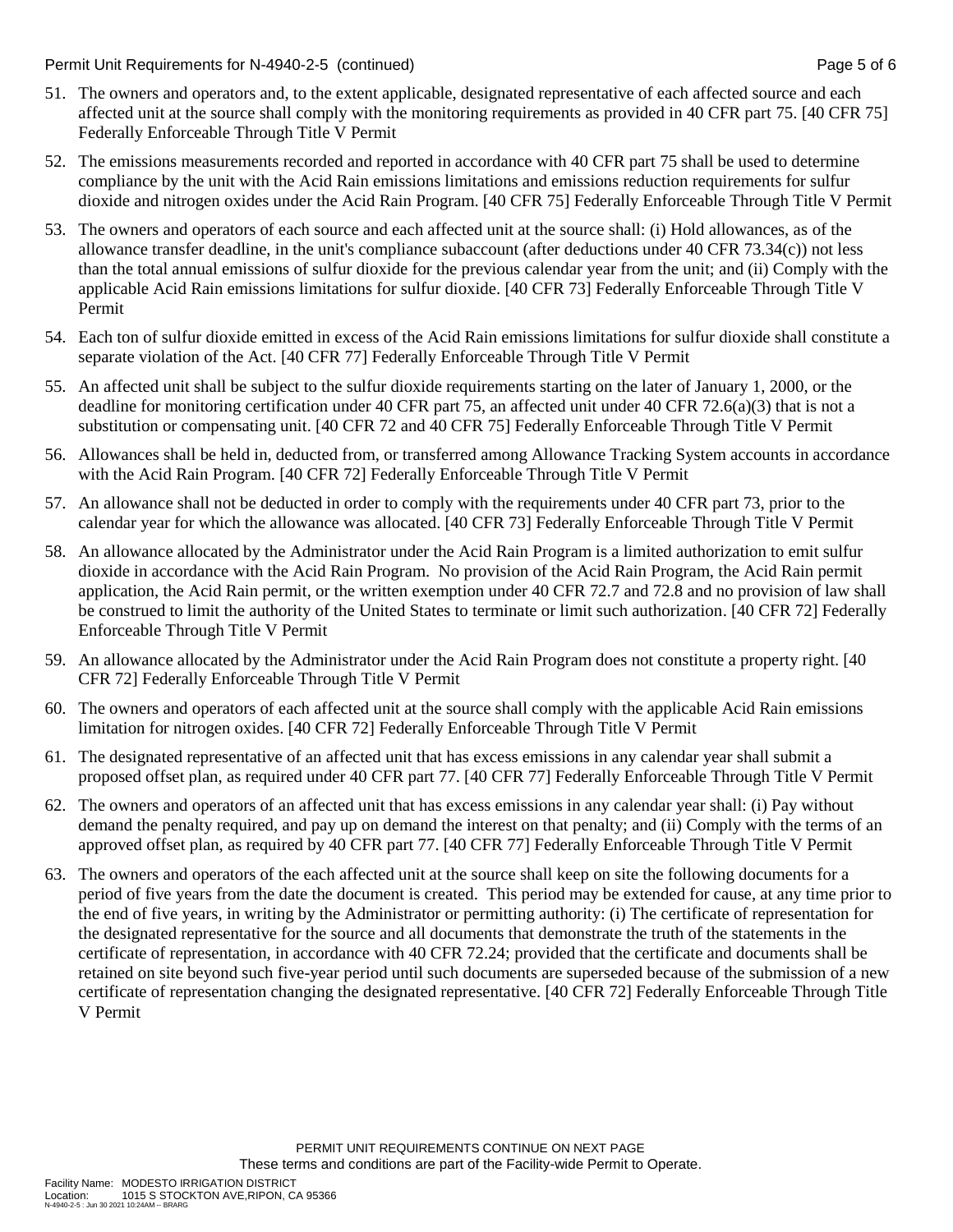51. The owners and operators and, to the extent applicable, designated representative of each affected source and each affected unit at the source shall comply with the monitoring requirements as provided in 40 CFR part 75. [40 CFR 75] Federally Enforceable Through Title V Permit

52. The emissions measurements recorded and reported in accordance with 40 CFR part 75 shall be used to determine compliance by the unit with the Acid Rain emissions limitations and emissions reduction requirements for sulfur dioxide and nitrogen oxides under the Acid Rain Program. [40 CFR 75] Federally Enforceable Through Title V Permit

53. The owners and operators of each source and each affected unit at the source shall: (i) Hold allowances, as of the allowance transfer deadline, in the unit's compliance subaccount (after deductions under 40 CFR 73.34(c)) not less than the total annual emissions of sulfur dioxide for the previous calendar year from the unit; and (ii) Comply with the applicable Acid Rain emissions limitations for sulfur dioxide. [40 CFR 73] Federally Enforceable Through Title V Permit

54. Each ton of sulfur dioxide emitted in excess of the Acid Rain emissions limitations for sulfur dioxide shall constitute a separate violation of the Act. [40 CFR 77] Federally Enforceable Through Title V Permit

55. An affected unit shall be subject to the sulfur dioxide requirements starting on the later of January 1, 2000, or the deadline for monitoring certification under 40 CFR part 75, an affected unit under 40 CFR 72.6(a)(3) that is not a substitution or compensating unit. [40 CFR 72 and 40 CFR 75] Federally Enforceable Through Title V Permit

56. Allowances shall be held in, deducted from, or transferred among Allowance Tracking System accounts in accordance with the Acid Rain Program. [40 CFR 72] Federally Enforceable Through Title V Permit

57. An allowance shall not be deducted in order to comply with the requirements under 40 CFR part 73, prior to the calendar year for which the allowance was allocated. [40 CFR 73] Federally Enforceable Through Title V Permit

58. An allowance allocated by the Administrator under the Acid Rain Program is a limited authorization to emit sulfur dioxide in accordance with the Acid Rain Program. No provision of the Acid Rain Program, the Acid Rain permit application, the Acid Rain permit, or the written exemption under 40 CFR 72.7 and 72.8 and no provision of law shall be construed to limit the authority of the United States to terminate or limit such authorization. [40 CFR 72] Federally Enforceable Through Title V Permit

59. An allowance allocated by the Administrator under the Acid Rain Program does not constitute a property right. [40 CFR 72] Federally Enforceable Through Title V Permit

60. The owners and operators of each affected unit at the source shall comply with the applicable Acid Rain emissions limitation for nitrogen oxides. [40 CFR 72] Federally Enforceable Through Title V Permit

61. The designated representative of an affected unit that has excess emissions in any calendar year shall submit a proposed offset plan, as required under 40 CFR part 77. [40 CFR 77] Federally Enforceable Through Title V Permit

62. The owners and operators of an affected unit that has excess emissions in any calendar year shall: (i) Pay without demand the penalty required, and pay up on demand the interest on that penalty; and (ii) Comply with the terms of an approved offset plan, as required by 40 CFR part 77. [40 CFR 77] Federally Enforceable Through Title V Permit

63. The owners and operators of the each affected unit at the source shall keep on site the following documents for a period of five years from the date the document is created. This period may be extended for cause, at any time prior to the end of five years, in writing by the Administrator or permitting authority: (i) The certificate of representation for the designated representative for the source and all documents that demonstrate the truth of the statements in the certificate of representation, in accordance with 40 CFR 72.24; provided that the certificate and documents shall be retained on site beyond such five-year period until such documents are superseded because of the submission of a new certificate of representation changing the designated representative. [40 CFR 72] Federally Enforceable Through Title V Permit

PERMIT UNIT REQUIREMENTS CONTINUE ON NEXT PAGE
These terms and conditions are part of the Facility-wide Permit to Operate.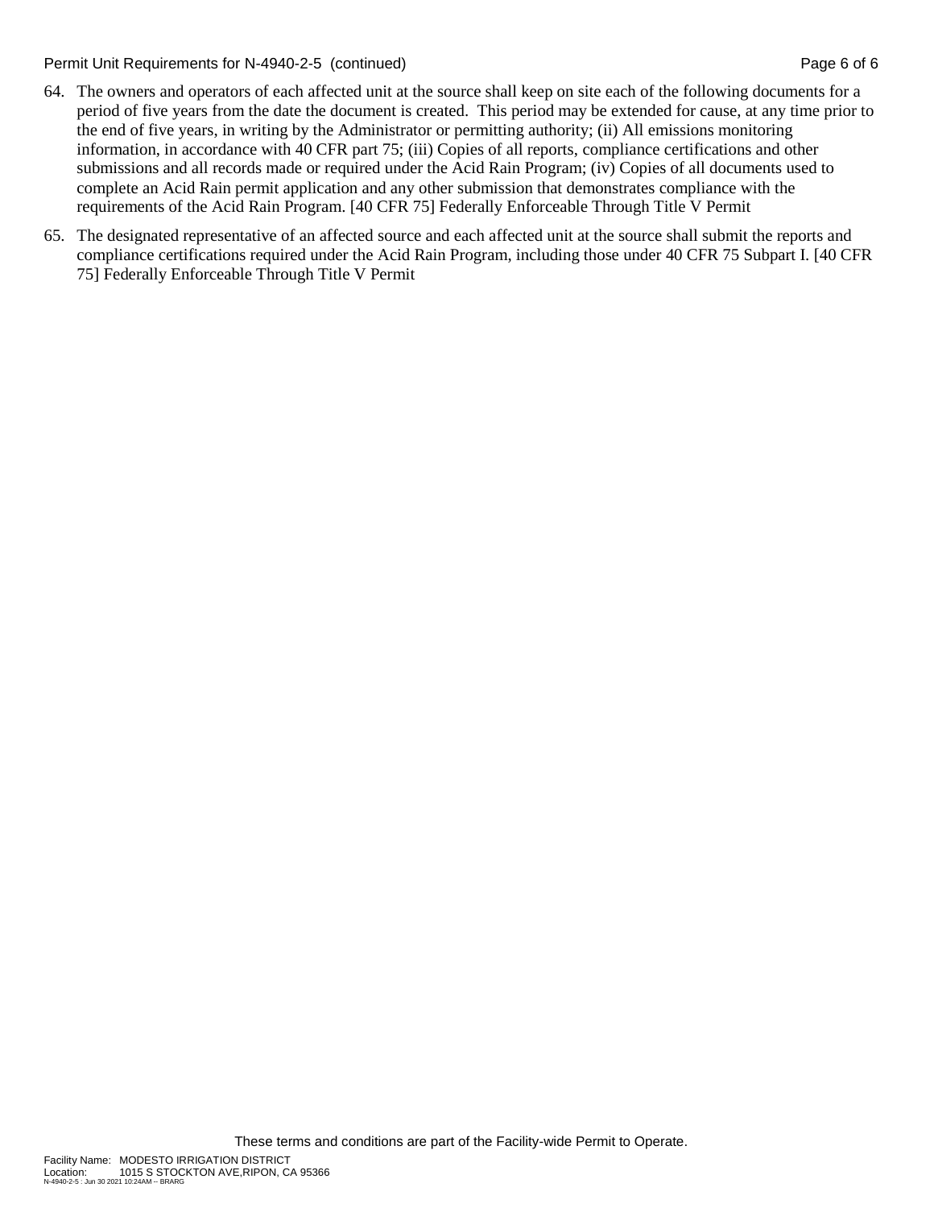64. The owners and operators of each affected unit at the source shall keep on site each of the following documents for a period of five years from the date the document is created. This period may be extended for cause, at any time prior to the end of five years, in writing by the Administrator or permitting authority; (ii) All emissions monitoring information, in accordance with 40 CFR part 75; (iii) Copies of all reports, compliance certifications and other submissions and all records made or required under the Acid Rain Program; (iv) Copies of all documents used to complete an Acid Rain permit application and any other submission that demonstrates compliance with the requirements of the Acid Rain Program. [40 CFR 75] Federally Enforceable Through Title V Permit

65. The designated representative of an affected source and each affected unit at the source shall submit the reports and compliance certifications required under the Acid Rain Program, including those under 40 CFR 75 Subpart I. [40 CFR 75] Federally Enforceable Through Title V Permit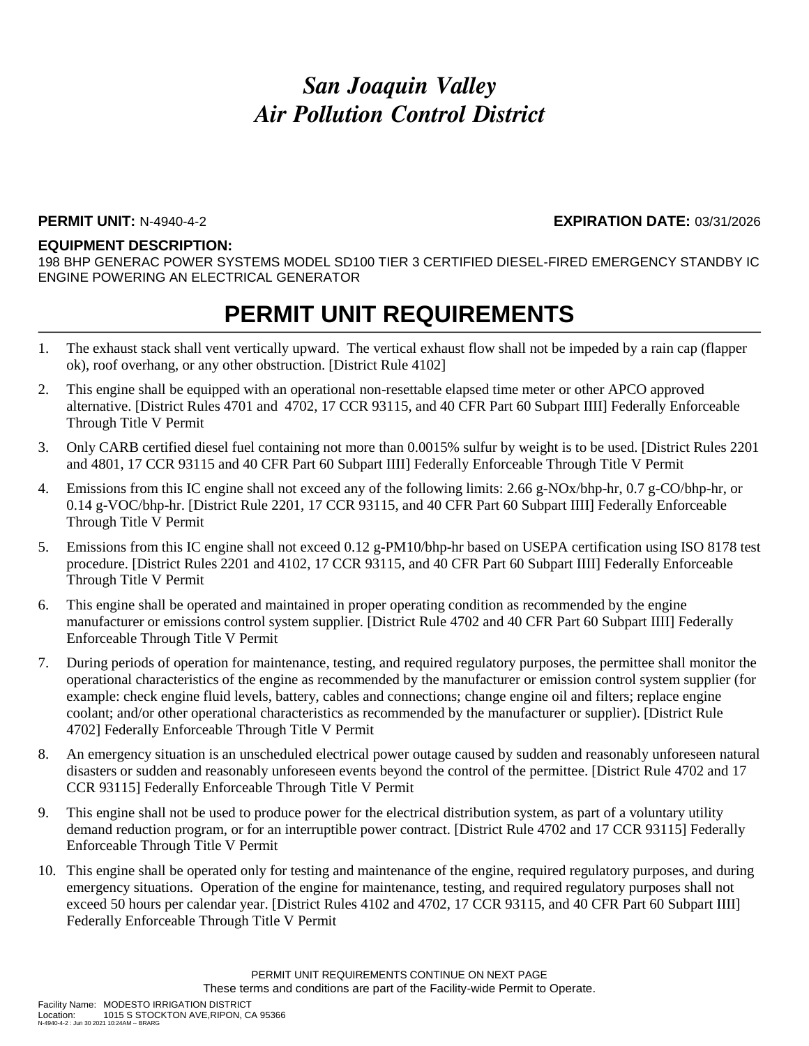# *San Joaquin Valley Air Pollution Control District*

**PERMIT UNIT:** N-4940-4-2 **EXPIRATION DATE:** 03/31/2026

**EQUIPMENT DESCRIPTION:**
198 BHP GENERAC POWER SYSTEMS MODEL SD100 TIER 3 CERTIFIED DIESEL-FIRED EMERGENCY STANDBY IC ENGINE POWERING AN ELECTRICAL GENERATOR

## PERMIT UNIT REQUIREMENTS

1. The exhaust stack shall vent vertically upward. The vertical exhaust flow shall not be impeded by a rain cap (flapper ok), roof overhang, or any other obstruction. [District Rule 4102]
2. This engine shall be equipped with an operational non-resettable elapsed time meter or other APCO approved alternative. [District Rules 4701 and 4702, 17 CCR 93115, and 40 CFR Part 60 Subpart IIII] Federally Enforceable Through Title V Permit
3. Only CARB certified diesel fuel containing not more than 0.0015% sulfur by weight is to be used. [District Rules 2201 and 4801, 17 CCR 93115 and 40 CFR Part 60 Subpart IIII] Federally Enforceable Through Title V Permit
4. Emissions from this IC engine shall not exceed any of the following limits: 2.66 g-NOx/bhp-hr, 0.7 g-CO/bhp-hr, or 0.14 g-VOC/bhp-hr. [District Rule 2201, 17 CCR 93115, and 40 CFR Part 60 Subpart IIII] Federally Enforceable Through Title V Permit
5. Emissions from this IC engine shall not exceed 0.12 g-PM10/bhp-hr based on USEPA certification using ISO 8178 test procedure. [District Rules 2201 and 4102, 17 CCR 93115, and 40 CFR Part 60 Subpart IIII] Federally Enforceable Through Title V Permit
6. This engine shall be operated and maintained in proper operating condition as recommended by the engine manufacturer or emissions control system supplier. [District Rule 4702 and 40 CFR Part 60 Subpart IIII] Federally Enforceable Through Title V Permit
7. During periods of operation for maintenance, testing, and required regulatory purposes, the permittee shall monitor the operational characteristics of the engine as recommended by the manufacturer or emission control system supplier (for example: check engine fluid levels, battery, cables and connections; change engine oil and filters; replace engine coolant; and/or other operational characteristics as recommended by the manufacturer or supplier). [District Rule 4702] Federally Enforceable Through Title V Permit
8. An emergency situation is an unscheduled electrical power outage caused by sudden and reasonably unforeseen natural disasters or sudden and reasonably unforeseen events beyond the control of the permittee. [District Rule 4702 and 17 CCR 93115] Federally Enforceable Through Title V Permit
9. This engine shall not be used to produce power for the electrical distribution system, as part of a voluntary utility demand reduction program, or for an interruptible power contract. [District Rule 4702 and 17 CCR 93115] Federally Enforceable Through Title V Permit
10. This engine shall be operated only for testing and maintenance of the engine, required regulatory purposes, and during emergency situations. Operation of the engine for maintenance, testing, and required regulatory purposes shall not exceed 50 hours per calendar year. [District Rules 4102 and 4702, 17 CCR 93115, and 40 CFR Part 60 Subpart IIII] Federally Enforceable Through Title V Permit

PERMIT UNIT REQUIREMENTS CONTINUE ON NEXT PAGE
These terms and conditions are part of the Facility-wide Permit to Operate.

Facility Name: MODESTO IRRIGATION DISTRICT
Location: 1015 S STOCKTON AVE,RIPON, CA 95366
N-4940-4-2 : Jun 30 2021 10:24AM -- BRARG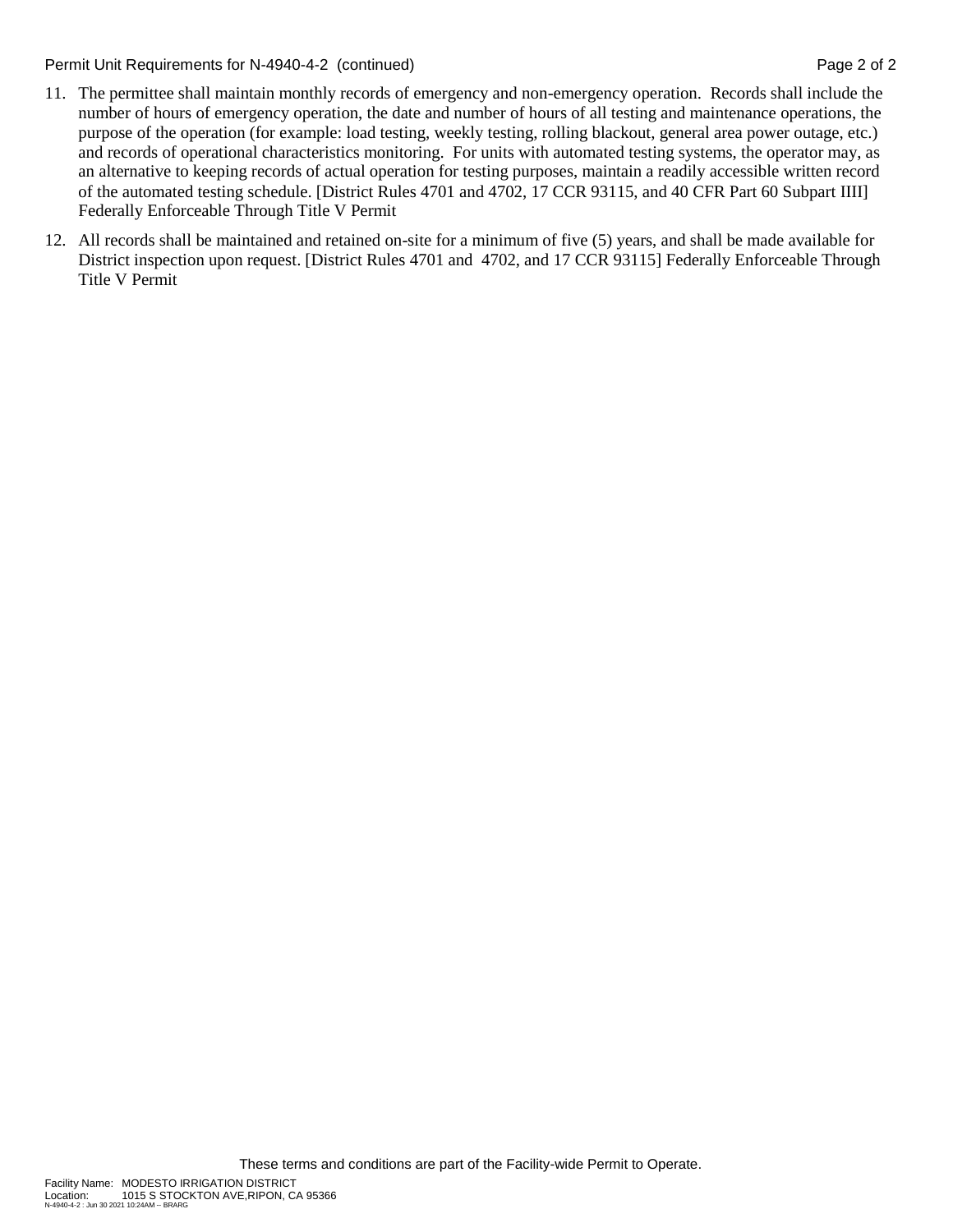11. The permittee shall maintain monthly records of emergency and non-emergency operation. Records shall include the number of hours of emergency operation, the date and number of hours of all testing and maintenance operations, the purpose of the operation (for example: load testing, weekly testing, rolling blackout, general area power outage, etc.) and records of operational characteristics monitoring. For units with automated testing systems, the operator may, as an alternative to keeping records of actual operation for testing purposes, maintain a readily accessible written record of the automated testing schedule. [District Rules 4701 and 4702, 17 CCR 93115, and 40 CFR Part 60 Subpart IIII] Federally Enforceable Through Title V Permit

12. All records shall be maintained and retained on-site for a minimum of five (5) years, and shall be made available for District inspection upon request. [District Rules 4701 and 4702, and 17 CCR 93115] Federally Enforceable Through Title V Permit

These terms and conditions are part of the Facility-wide Permit to Operate.

Facility Name: MODESTO IRRIGATION DISTRICT
Location: 1015 S STOCKTON AVE,RIPON, CA 95366
N-4940-4-2 : Jun 30 2021 10:24AM -- BRARG